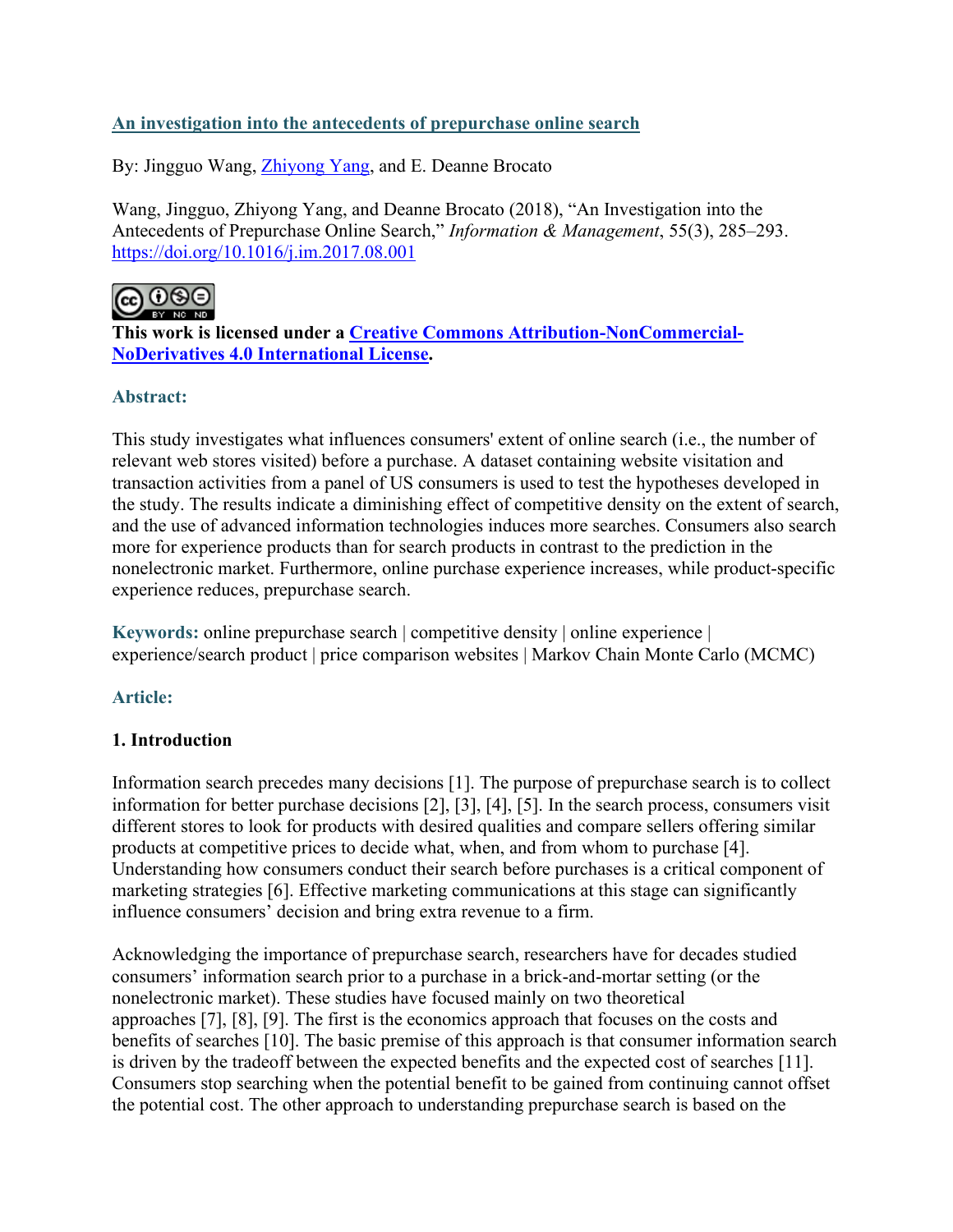# An investigation into the antecedents of prepurchase online search

By: Jingguo Wang, Zhiyong Yang, and E. Deanne Brocato

Wang, Jingguo, Zhiyong Yang, and Deanne Brocato (2018), "An Investigation into the Antecedents of Prepurchase Online Search," *Information & Management*, 55(3), 285–293. https://doi.org/10.1016/j.im.2017.08.001

**This work is licensed under a Creative Commons Attribution-NonCommercial-NoDerivatives 4.0 International License.**

## Abstract:

This study investigates what influences consumers' extent of online search (i.e., the number of relevant web stores visited) before a purchase. A dataset containing website visitation and transaction activities from a panel of US consumers is used to test the hypotheses developed in the study. The results indicate a diminishing effect of competitive density on the extent of search, and the use of advanced information technologies induces more searches. Consumers also search more for experience products than for search products in contrast to the prediction in the nonelectronic market. Furthermore, online purchase experience increases, while product-specific experience reduces, prepurchase search.

**Keywords:** online prepurchase search | competitive density | online experience | experience/search product | price comparison websites | Markov Chain Monte Carlo (MCMC)

## Article:

### 1. Introduction

Information search precedes many decisions [1]. The purpose of prepurchase search is to collect information for better purchase decisions [2], [3], [4], [5]. In the search process, consumers visit different stores to look for products with desired qualities and compare sellers offering similar products at competitive prices to decide what, when, and from whom to purchase [4]. Understanding how consumers conduct their search before purchases is a critical component of marketing strategies [6]. Effective marketing communications at this stage can significantly influence consumers' decision and bring extra revenue to a firm.

Acknowledging the importance of prepurchase search, researchers have for decades studied consumers' information search prior to a purchase in a brick-and-mortar setting (or the nonelectronic market). These studies have focused mainly on two theoretical approaches [7], [8], [9]. The first is the economics approach that focuses on the costs and benefits of searches [10]. The basic premise of this approach is that consumer information search is driven by the tradeoff between the expected benefits and the expected cost of searches [11]. Consumers stop searching when the potential benefit to be gained from continuing cannot offset the potential cost. The other approach to understanding prepurchase search is based on the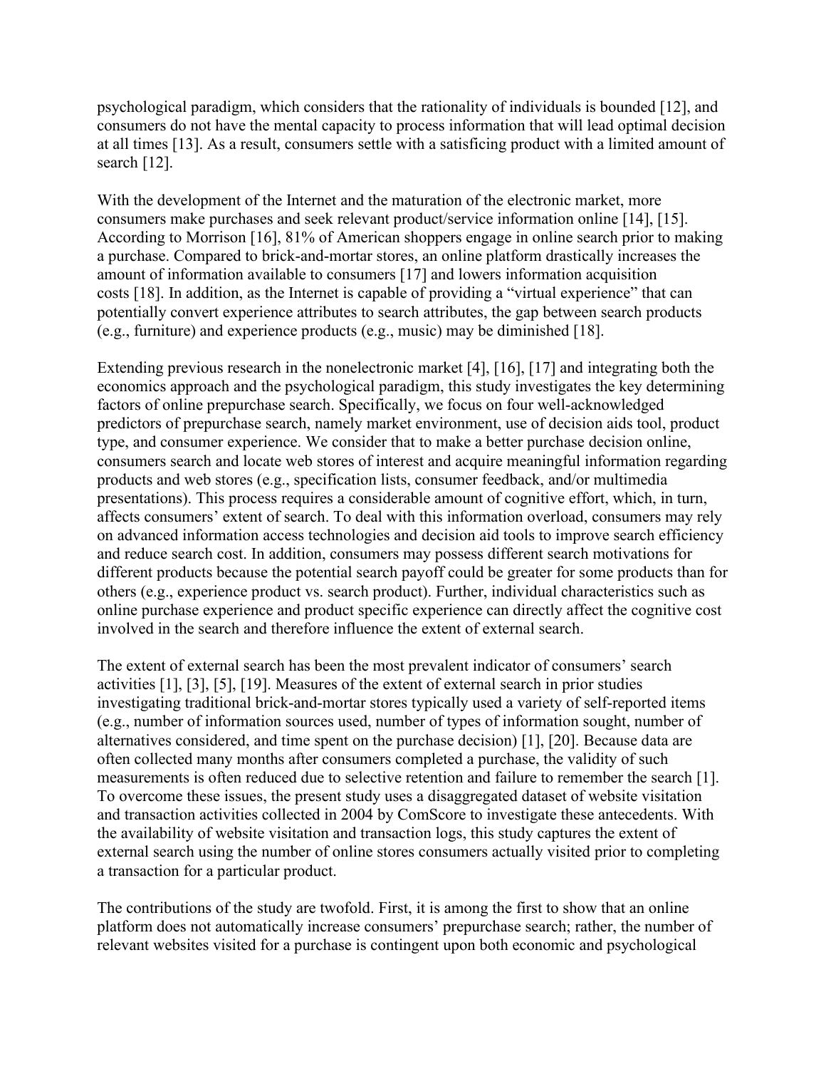psychological paradigm, which considers that the rationality of individuals is bounded [12], and consumers do not have the mental capacity to process information that will lead optimal decision at all times [13]. As a result, consumers settle with a satisficing product with a limited amount of search [12].

With the development of the Internet and the maturation of the electronic market, more consumers make purchases and seek relevant product/service information online [14], [15]. According to Morrison [16], 81% of American shoppers engage in online search prior to making a purchase. Compared to brick-and-mortar stores, an online platform drastically increases the amount of information available to consumers [17] and lowers information acquisition costs [18]. In addition, as the Internet is capable of providing a "virtual experience" that can potentially convert experience attributes to search attributes, the gap between search products (e.g., furniture) and experience products (e.g., music) may be diminished [18].

Extending previous research in the nonelectronic market [4], [16], [17] and integrating both the economics approach and the psychological paradigm, this study investigates the key determining factors of online prepurchase search. Specifically, we focus on four well-acknowledged predictors of prepurchase search, namely market environment, use of decision aids tool, product type, and consumer experience. We consider that to make a better purchase decision online, consumers search and locate web stores of interest and acquire meaningful information regarding products and web stores (e.g., specification lists, consumer feedback, and/or multimedia presentations). This process requires a considerable amount of cognitive effort, which, in turn, affects consumers' extent of search. To deal with this information overload, consumers may rely on advanced information access technologies and decision aid tools to improve search efficiency and reduce search cost. In addition, consumers may possess different search motivations for different products because the potential search payoff could be greater for some products than for others (e.g., experience product vs. search product). Further, individual characteristics such as online purchase experience and product specific experience can directly affect the cognitive cost involved in the search and therefore influence the extent of external search.

The extent of external search has been the most prevalent indicator of consumers' search activities [1], [3], [5], [19]. Measures of the extent of external search in prior studies investigating traditional brick-and-mortar stores typically used a variety of self-reported items (e.g., number of information sources used, number of types of information sought, number of alternatives considered, and time spent on the purchase decision) [1], [20]. Because data are often collected many months after consumers completed a purchase, the validity of such measurements is often reduced due to selective retention and failure to remember the search [1]. To overcome these issues, the present study uses a disaggregated dataset of website visitation and transaction activities collected in 2004 by ComScore to investigate these antecedents. With the availability of website visitation and transaction logs, this study captures the extent of external search using the number of online stores consumers actually visited prior to completing a transaction for a particular product.

The contributions of the study are twofold. First, it is among the first to show that an online platform does not automatically increase consumers' prepurchase search; rather, the number of relevant websites visited for a purchase is contingent upon both economic and psychological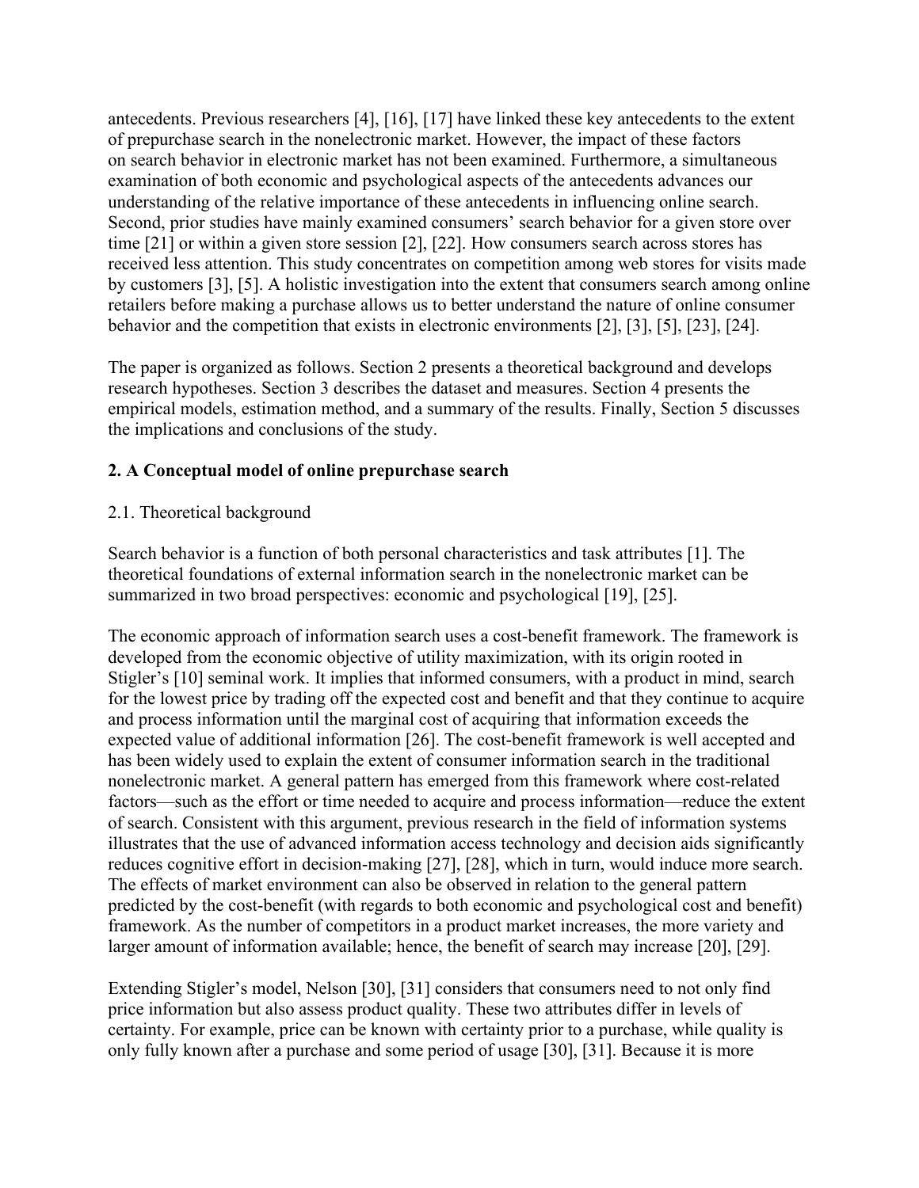antecedents. Previous researchers [4], [16], [17] have linked these key antecedents to the extent of prepurchase search in the nonelectronic market. However, the impact of these factors on search behavior in electronic market has not been examined. Furthermore, a simultaneous examination of both economic and psychological aspects of the antecedents advances our understanding of the relative importance of these antecedents in influencing online search. Second, prior studies have mainly examined consumers' search behavior for a given store over time [21] or within a given store session [2], [22]. How consumers search across stores has received less attention. This study concentrates on competition among web stores for visits made by customers [3], [5]. A holistic investigation into the extent that consumers search among online retailers before making a purchase allows us to better understand the nature of online consumer behavior and the competition that exists in electronic environments [2], [3], [5], [23], [24].

The paper is organized as follows. Section 2 presents a theoretical background and develops research hypotheses. Section 3 describes the dataset and measures. Section 4 presents the empirical models, estimation method, and a summary of the results. Finally, Section 5 discusses the implications and conclusions of the study.

## 2. A Conceptual model of online prepurchase search

### 2.1. Theoretical background

Search behavior is a function of both personal characteristics and task attributes [1]. The theoretical foundations of external information search in the nonelectronic market can be summarized in two broad perspectives: economic and psychological [19], [25].

The economic approach of information search uses a cost-benefit framework. The framework is developed from the economic objective of utility maximization, with its origin rooted in Stigler's [10] seminal work. It implies that informed consumers, with a product in mind, search for the lowest price by trading off the expected cost and benefit and that they continue to acquire and process information until the marginal cost of acquiring that information exceeds the expected value of additional information [26]. The cost-benefit framework is well accepted and has been widely used to explain the extent of consumer information search in the traditional nonelectronic market. A general pattern has emerged from this framework where cost-related factors—such as the effort or time needed to acquire and process information—reduce the extent of search. Consistent with this argument, previous research in the field of information systems illustrates that the use of advanced information access technology and decision aids significantly reduces cognitive effort in decision-making [27], [28], which in turn, would induce more search. The effects of market environment can also be observed in relation to the general pattern predicted by the cost-benefit (with regards to both economic and psychological cost and benefit) framework. As the number of competitors in a product market increases, the more variety and larger amount of information available; hence, the benefit of search may increase [20], [29].

Extending Stigler's model, Nelson [30], [31] considers that consumers need to not only find price information but also assess product quality. These two attributes differ in levels of certainty. For example, price can be known with certainty prior to a purchase, while quality is only fully known after a purchase and some period of usage [30], [31]. Because it is more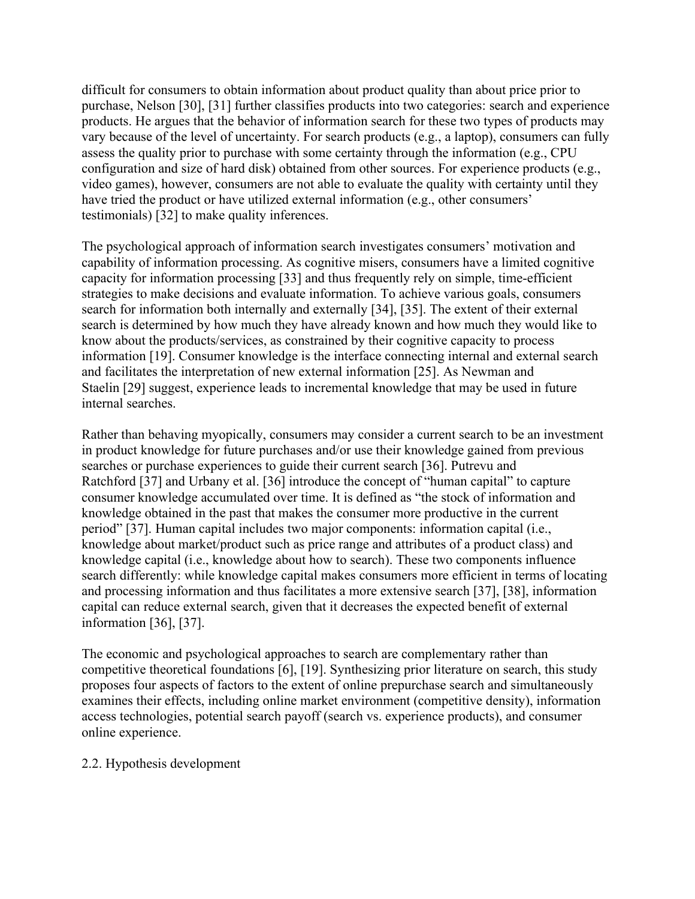difficult for consumers to obtain information about product quality than about price prior to purchase, Nelson [30], [31] further classifies products into two categories: search and experience products. He argues that the behavior of information search for these two types of products may vary because of the level of uncertainty. For search products (e.g., a laptop), consumers can fully assess the quality prior to purchase with some certainty through the information (e.g., CPU configuration and size of hard disk) obtained from other sources. For experience products (e.g., video games), however, consumers are not able to evaluate the quality with certainty until they have tried the product or have utilized external information (e.g., other consumers' testimonials) [32] to make quality inferences.

The psychological approach of information search investigates consumers' motivation and capability of information processing. As cognitive misers, consumers have a limited cognitive capacity for information processing [33] and thus frequently rely on simple, time-efficient strategies to make decisions and evaluate information. To achieve various goals, consumers search for information both internally and externally [34], [35]. The extent of their external search is determined by how much they have already known and how much they would like to know about the products/services, as constrained by their cognitive capacity to process information [19]. Consumer knowledge is the interface connecting internal and external search and facilitates the interpretation of new external information [25]. As Newman and Staelin [29] suggest, experience leads to incremental knowledge that may be used in future internal searches.

Rather than behaving myopically, consumers may consider a current search to be an investment in product knowledge for future purchases and/or use their knowledge gained from previous searches or purchase experiences to guide their current search [36]. Putrevu and Ratchford [37] and Urbany et al. [36] introduce the concept of "human capital" to capture consumer knowledge accumulated over time. It is defined as "the stock of information and knowledge obtained in the past that makes the consumer more productive in the current period" [37]. Human capital includes two major components: information capital (i.e., knowledge about market/product such as price range and attributes of a product class) and knowledge capital (i.e., knowledge about how to search). These two components influence search differently: while knowledge capital makes consumers more efficient in terms of locating and processing information and thus facilitates a more extensive search [37], [38], information capital can reduce external search, given that it decreases the expected benefit of external information [36], [37].

The economic and psychological approaches to search are complementary rather than competitive theoretical foundations [6], [19]. Synthesizing prior literature on search, this study proposes four aspects of factors to the extent of online prepurchase search and simultaneously examines their effects, including online market environment (competitive density), information access technologies, potential search payoff (search vs. experience products), and consumer online experience.

## 2.2. Hypothesis development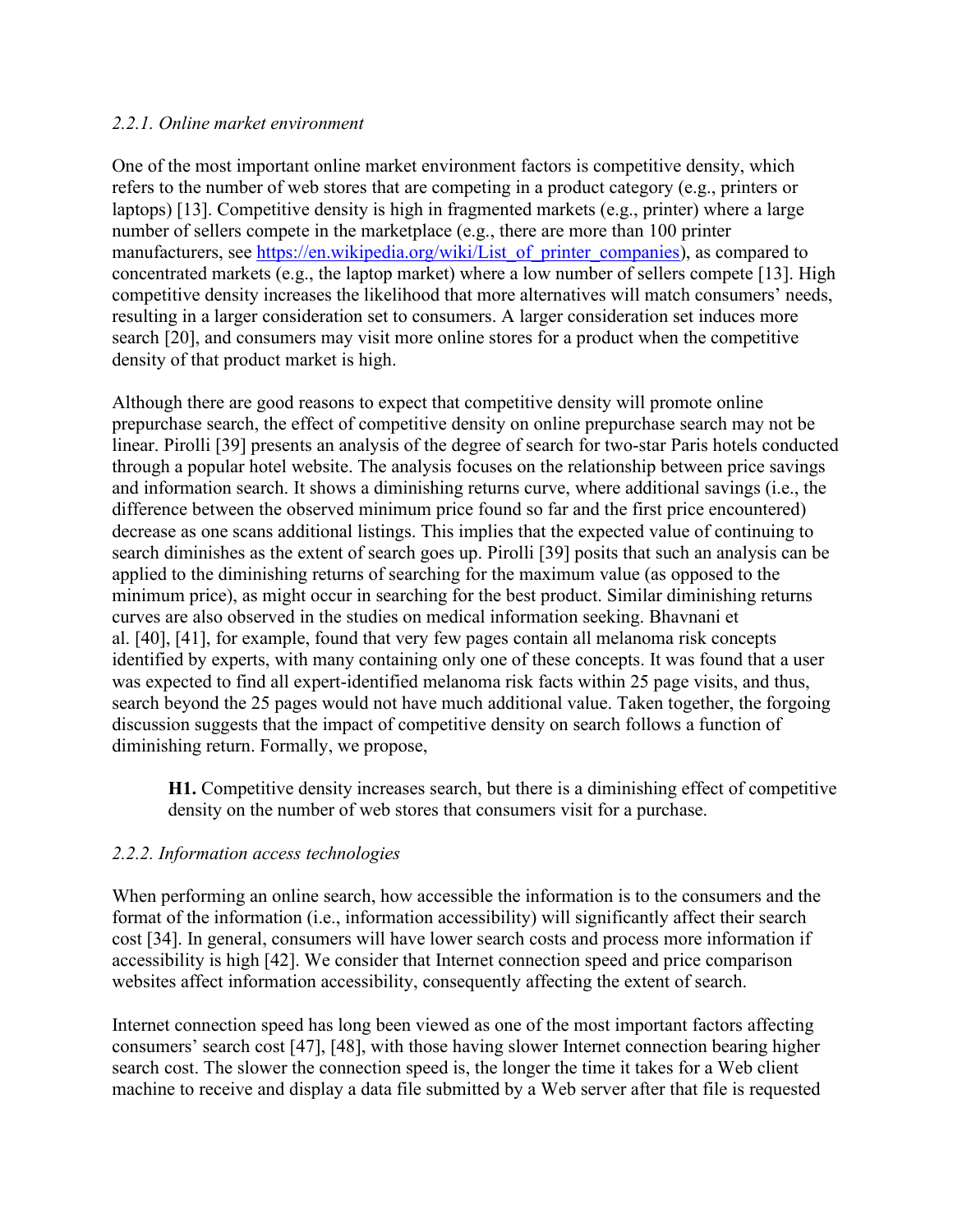### *2.2.1. Online market environment*

One of the most important online market environment factors is competitive density, which refers to the number of web stores that are competing in a product category (e.g., printers or laptops) [13]. Competitive density is high in fragmented markets (e.g., printer) where a large number of sellers compete in the marketplace (e.g., there are more than 100 printer manufacturers, see https://en.wikipedia.org/wiki/List_of_printer_companies), as compared to concentrated markets (e.g., the laptop market) where a low number of sellers compete [13]. High competitive density increases the likelihood that more alternatives will match consumers' needs, resulting in a larger consideration set to consumers. A larger consideration set induces more search [20], and consumers may visit more online stores for a product when the competitive density of that product market is high.

Although there are good reasons to expect that competitive density will promote online prepurchase search, the effect of competitive density on online prepurchase search may not be linear. Pirolli [39] presents an analysis of the degree of search for two-star Paris hotels conducted through a popular hotel website. The analysis focuses on the relationship between price savings and information search. It shows a diminishing returns curve, where additional savings (i.e., the difference between the observed minimum price found so far and the first price encountered) decrease as one scans additional listings. This implies that the expected value of continuing to search diminishes as the extent of search goes up. Pirolli [39] posits that such an analysis can be applied to the diminishing returns of searching for the maximum value (as opposed to the minimum price), as might occur in searching for the best product. Similar diminishing returns curves are also observed in the studies on medical information seeking. Bhavnani et al. [40], [41], for example, found that very few pages contain all melanoma risk concepts identified by experts, with many containing only one of these concepts. It was found that a user was expected to find all expert-identified melanoma risk facts within 25 page visits, and thus, search beyond the 25 pages would not have much additional value. Taken together, the forgoing discussion suggests that the impact of competitive density on search follows a function of diminishing return. Formally, we propose,

> **H1.** Competitive density increases search, but there is a diminishing effect of competitive density on the number of web stores that consumers visit for a purchase.

### *2.2.2. Information access technologies*

When performing an online search, how accessible the information is to the consumers and the format of the information (i.e., information accessibility) will significantly affect their search cost [34]. In general, consumers will have lower search costs and process more information if accessibility is high [42]. We consider that Internet connection speed and price comparison websites affect information accessibility, consequently affecting the extent of search.

Internet connection speed has long been viewed as one of the most important factors affecting consumers' search cost [47], [48], with those having slower Internet connection bearing higher search cost. The slower the connection speed is, the longer the time it takes for a Web client machine to receive and display a data file submitted by a Web server after that file is requested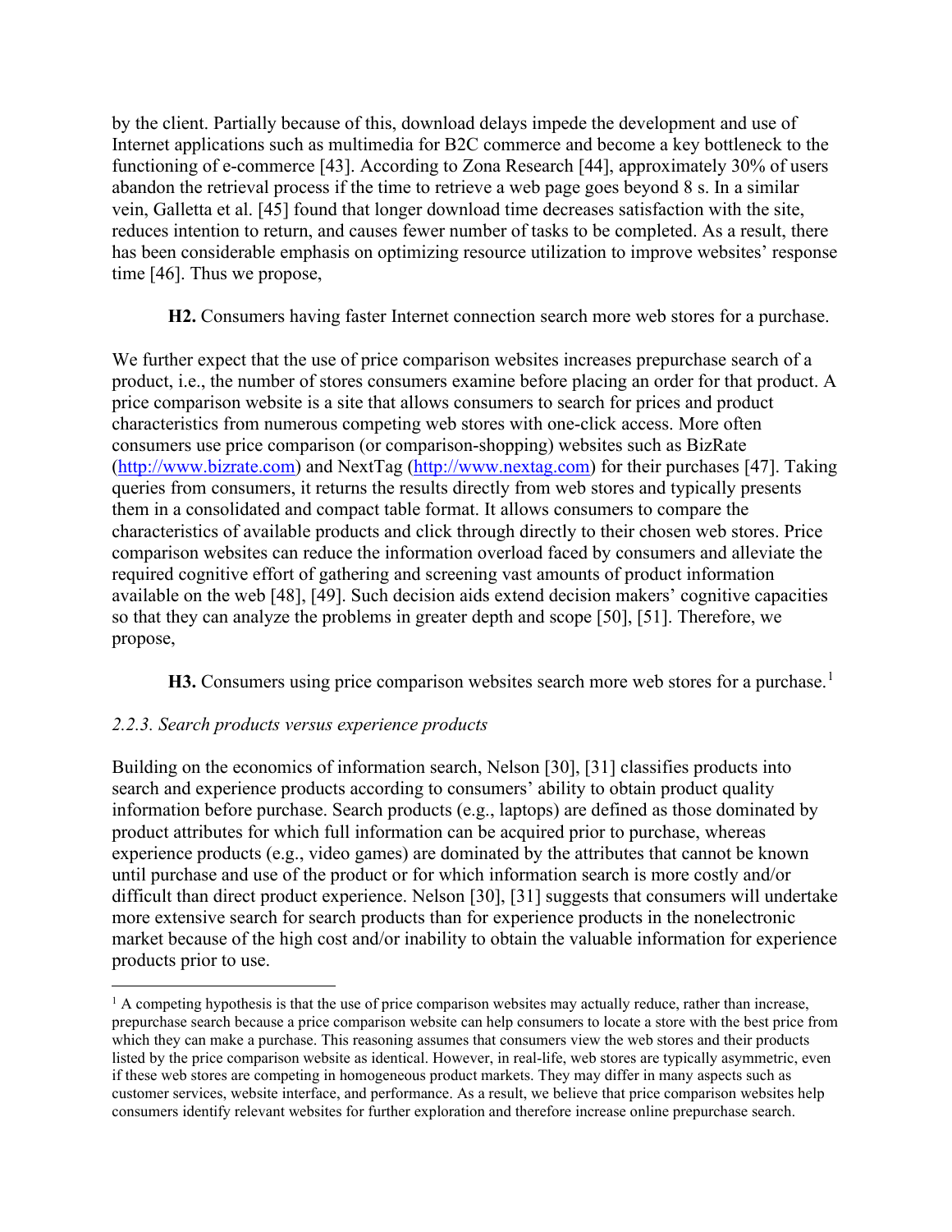by the client. Partially because of this, download delays impede the development and use of Internet applications such as multimedia for B2C commerce and become a key bottleneck to the functioning of e-commerce [43]. According to Zona Research [44], approximately 30% of users abandon the retrieval process if the time to retrieve a web page goes beyond 8 s. In a similar vein, Galletta et al. [45] found that longer download time decreases satisfaction with the site, reduces intention to return, and causes fewer number of tasks to be completed. As a result, there has been considerable emphasis on optimizing resource utilization to improve websites' response time [46]. Thus we propose,

**H2.** Consumers having faster Internet connection search more web stores for a purchase.

We further expect that the use of price comparison websites increases prepurchase search of a product, i.e., the number of stores consumers examine before placing an order for that product. A price comparison website is a site that allows consumers to search for prices and product characteristics from numerous competing web stores with one-click access. More often consumers use price comparison (or comparison-shopping) websites such as BizRate (http://www.bizrate.com) and NextTag (http://www.nextag.com) for their purchases [47]. Taking queries from consumers, it returns the results directly from web stores and typically presents them in a consolidated and compact table format. It allows consumers to compare the characteristics of available products and click through directly to their chosen web stores. Price comparison websites can reduce the information overload faced by consumers and alleviate the required cognitive effort of gathering and screening vast amounts of product information available on the web [48], [49]. Such decision aids extend decision makers' cognitive capacities so that they can analyze the problems in greater depth and scope [50], [51]. Therefore, we propose,

**H3.** Consumers using price comparison websites search more web stores for a purchase.[1]

### *2.2.3. Search products versus experience products*

Building on the economics of information search, Nelson [30], [31] classifies products into search and experience products according to consumers' ability to obtain product quality information before purchase. Search products (e.g., laptops) are defined as those dominated by product attributes for which full information can be acquired prior to purchase, whereas experience products (e.g., video games) are dominated by the attributes that cannot be known until purchase and use of the product or for which information search is more costly and/or difficult than direct product experience. Nelson [30], [31] suggests that consumers will undertake more extensive search for search products than for experience products in the nonelectronic market because of the high cost and/or inability to obtain the valuable information for experience products prior to use.

---

[1] A competing hypothesis is that the use of price comparison websites may actually reduce, rather than increase, prepurchase search because a price comparison website can help consumers to locate a store with the best price from which they can make a purchase. This reasoning assumes that consumers view the web stores and their products listed by the price comparison website as identical. However, in real-life, web stores are typically asymmetric, even if these web stores are competing in homogeneous product markets. They may differ in many aspects such as customer services, website interface, and performance. As a result, we believe that price comparison websites help consumers identify relevant websites for further exploration and therefore increase online prepurchase search.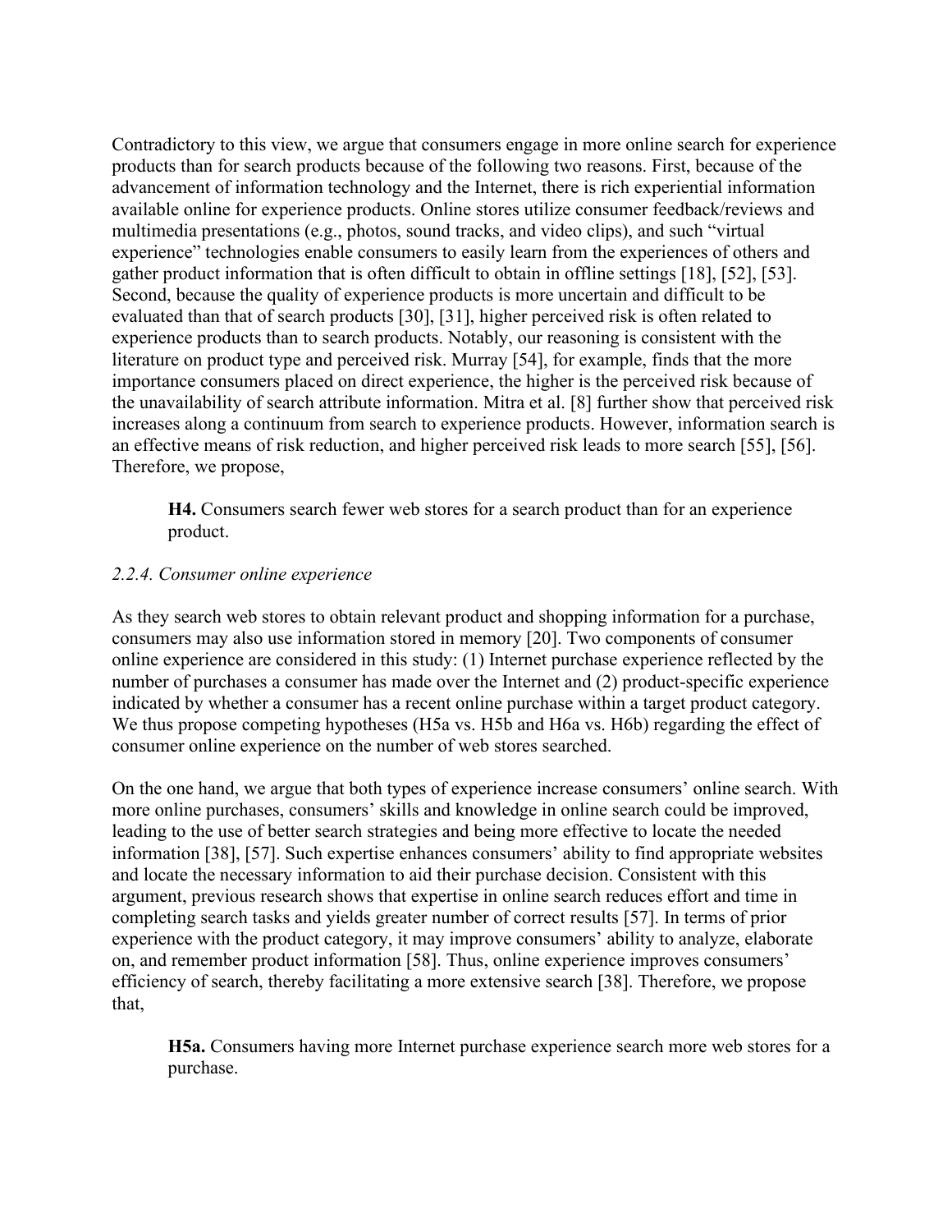Contradictory to this view, we argue that consumers engage in more online search for experience products than for search products because of the following two reasons. First, because of the advancement of information technology and the Internet, there is rich experiential information available online for experience products. Online stores utilize consumer feedback/reviews and multimedia presentations (e.g., photos, sound tracks, and video clips), and such "virtual experience" technologies enable consumers to easily learn from the experiences of others and gather product information that is often difficult to obtain in offline settings [18], [52], [53]. Second, because the quality of experience products is more uncertain and difficult to be evaluated than that of search products [30], [31], higher perceived risk is often related to experience products than to search products. Notably, our reasoning is consistent with the literature on product type and perceived risk. Murray [54], for example, finds that the more importance consumers placed on direct experience, the higher is the perceived risk because of the unavailability of search attribute information. Mitra et al. [8] further show that perceived risk increases along a continuum from search to experience products. However, information search is an effective means of risk reduction, and higher perceived risk leads to more search [55], [56]. Therefore, we propose,

> **H4.** Consumers search fewer web stores for a search product than for an experience product.

### *2.2.4. Consumer online experience*

As they search web stores to obtain relevant product and shopping information for a purchase, consumers may also use information stored in memory [20]. Two components of consumer online experience are considered in this study: (1) Internet purchase experience reflected by the number of purchases a consumer has made over the Internet and (2) product-specific experience indicated by whether a consumer has a recent online purchase within a target product category. We thus propose competing hypotheses (H5a vs. H5b and H6a vs. H6b) regarding the effect of consumer online experience on the number of web stores searched.

On the one hand, we argue that both types of experience increase consumers' online search. With more online purchases, consumers' skills and knowledge in online search could be improved, leading to the use of better search strategies and being more effective to locate the needed information [38], [57]. Such expertise enhances consumers' ability to find appropriate websites and locate the necessary information to aid their purchase decision. Consistent with this argument, previous research shows that expertise in online search reduces effort and time in completing search tasks and yields greater number of correct results [57]. In terms of prior experience with the product category, it may improve consumers' ability to analyze, elaborate on, and remember product information [58]. Thus, online experience improves consumers' efficiency of search, thereby facilitating a more extensive search [38]. Therefore, we propose that,

> **H5a.** Consumers having more Internet purchase experience search more web stores for a purchase.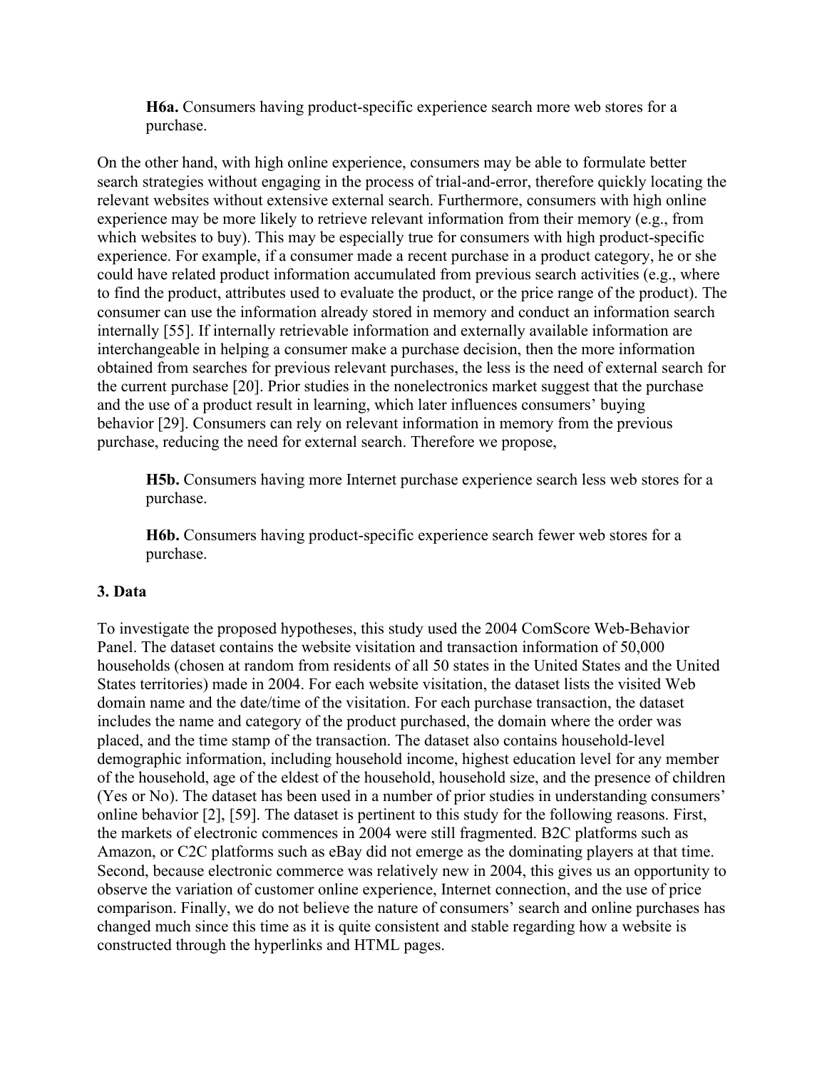**H6a.** Consumers having product-specific experience search more web stores for a purchase.

On the other hand, with high online experience, consumers may be able to formulate better search strategies without engaging in the process of trial-and-error, therefore quickly locating the relevant websites without extensive external search. Furthermore, consumers with high online experience may be more likely to retrieve relevant information from their memory (e.g., from which websites to buy). This may be especially true for consumers with high product-specific experience. For example, if a consumer made a recent purchase in a product category, he or she could have related product information accumulated from previous search activities (e.g., where to find the product, attributes used to evaluate the product, or the price range of the product). The consumer can use the information already stored in memory and conduct an information search internally [55]. If internally retrievable information and externally available information are interchangeable in helping a consumer make a purchase decision, then the more information obtained from searches for previous relevant purchases, the less is the need of external search for the current purchase [20]. Prior studies in the nonelectronics market suggest that the purchase and the use of a product result in learning, which later influences consumers' buying behavior [29]. Consumers can rely on relevant information in memory from the previous purchase, reducing the need for external search. Therefore we propose,

**H5b.** Consumers having more Internet purchase experience search less web stores for a purchase.

**H6b.** Consumers having product-specific experience search fewer web stores for a purchase.

### 3. Data

To investigate the proposed hypotheses, this study used the 2004 ComScore Web-Behavior Panel. The dataset contains the website visitation and transaction information of 50,000 households (chosen at random from residents of all 50 states in the United States and the United States territories) made in 2004. For each website visitation, the dataset lists the visited Web domain name and the date/time of the visitation. For each purchase transaction, the dataset includes the name and category of the product purchased, the domain where the order was placed, and the time stamp of the transaction. The dataset also contains household-level demographic information, including household income, highest education level for any member of the household, age of the eldest of the household, household size, and the presence of children (Yes or No). The dataset has been used in a number of prior studies in understanding consumers' online behavior [2], [59]. The dataset is pertinent to this study for the following reasons. First, the markets of electronic commences in 2004 were still fragmented. B2C platforms such as Amazon, or C2C platforms such as eBay did not emerge as the dominating players at that time. Second, because electronic commerce was relatively new in 2004, this gives us an opportunity to observe the variation of customer online experience, Internet connection, and the use of price comparison. Finally, we do not believe the nature of consumers' search and online purchases has changed much since this time as it is quite consistent and stable regarding how a website is constructed through the hyperlinks and HTML pages.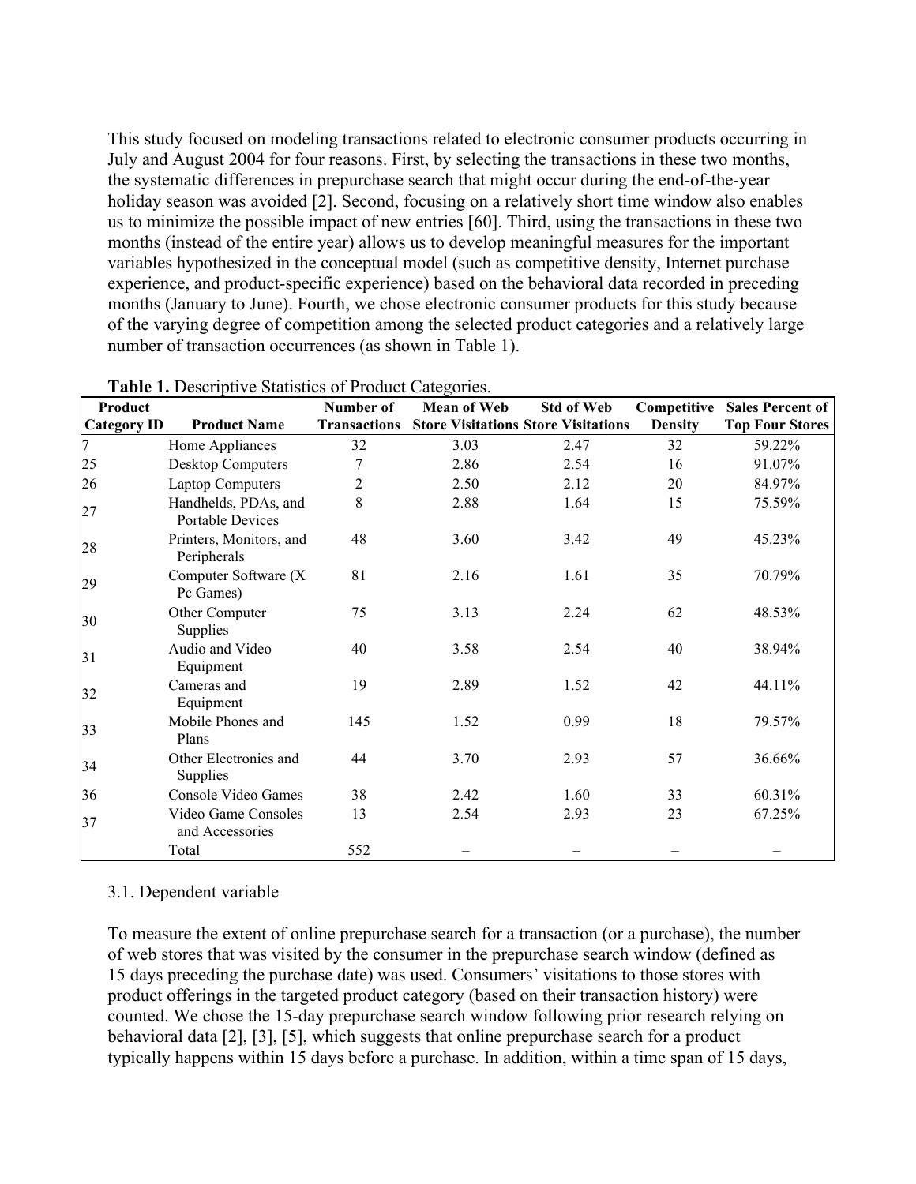This study focused on modeling transactions related to electronic consumer products occurring in July and August 2004 for four reasons. First, by selecting the transactions in these two months, the systematic differences in prepurchase search that might occur during the end-of-the-year holiday season was avoided [2]. Second, focusing on a relatively short time window also enables us to minimize the possible impact of new entries [60]. Third, using the transactions in these two months (instead of the entire year) allows us to develop meaningful measures for the important variables hypothesized in the conceptual model (such as competitive density, Internet purchase experience, and product-specific experience) based on the behavioral data recorded in preceding months (January to June). Fourth, we chose electronic consumer products for this study because of the varying degree of competition among the selected product categories and a relatively large number of transaction occurrences (as shown in Table 1).

**Table 1.** Descriptive Statistics of Product Categories.

| Product Category ID | Product Name | Number of Transactions | Mean of Web Store Visitations | Std of Web Store Visitations | Competitive Density | Sales Percent of Top Four Stores |
|---|---|---|---|---|---|---|
| 7 | Home Appliances | 32 | 3.03 | 2.47 | 32 | 59.22% |
| 25 | Desktop Computers | 7 | 2.86 | 2.54 | 16 | 91.07% |
| 26 | Laptop Computers | 2 | 2.50 | 2.12 | 20 | 84.97% |
| 27 | Handhelds, PDAs, and Portable Devices | 8 | 2.88 | 1.64 | 15 | 75.59% |
| 28 | Printers, Monitors, and Peripherals | 48 | 3.60 | 3.42 | 49 | 45.23% |
| 29 | Computer Software (X Pc Games) | 81 | 2.16 | 1.61 | 35 | 70.79% |
| 30 | Other Computer Supplies | 75 | 3.13 | 2.24 | 62 | 48.53% |
| 31 | Audio and Video Equipment | 40 | 3.58 | 2.54 | 40 | 38.94% |
| 32 | Cameras and Equipment | 19 | 2.89 | 1.52 | 42 | 44.11% |
| 33 | Mobile Phones and Plans | 145 | 1.52 | 0.99 | 18 | 79.57% |
| 34 | Other Electronics and Supplies | 44 | 3.70 | 2.93 | 57 | 36.66% |
| 36 | Console Video Games | 38 | 2.42 | 1.60 | 33 | 60.31% |
| 37 | Video Game Consoles and Accessories | 13 | 2.54 | 2.93 | 23 | 67.25% |
| | Total | 552 | – | – | – | – |

### 3.1. Dependent variable

To measure the extent of online prepurchase search for a transaction (or a purchase), the number of web stores that was visited by the consumer in the prepurchase search window (defined as 15 days preceding the purchase date) was used. Consumers' visitations to those stores with product offerings in the targeted product category (based on their transaction history) were counted. We chose the 15-day prepurchase search window following prior research relying on behavioral data [2], [3], [5], which suggests that online prepurchase search for a product typically happens within 15 days before a purchase. In addition, within a time span of 15 days,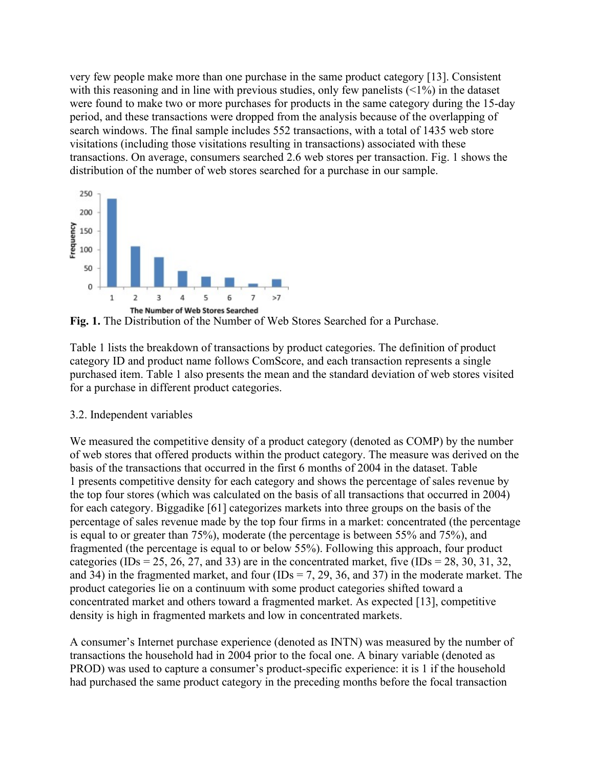very few people make more than one purchase in the same product category [13]. Consistent with this reasoning and in line with previous studies, only few panelists (<1%) in the dataset were found to make two or more purchases for products in the same category during the 15-day period, and these transactions were dropped from the analysis because of the overlapping of search windows. The final sample includes 552 transactions, with a total of 1435 web store visitations (including those visitations resulting in transactions) associated with these transactions. On average, consumers searched 2.6 web stores per transaction. Fig. 1 shows the distribution of the number of web stores searched for a purchase in our sample.

**Fig. 1.** The Distribution of the Number of Web Stores Searched for a Purchase.

Table 1 lists the breakdown of transactions by product categories. The definition of product category ID and product name follows ComScore, and each transaction represents a single purchased item. Table 1 also presents the mean and the standard deviation of web stores visited for a purchase in different product categories.

3.2. Independent variables

We measured the competitive density of a product category (denoted as COMP) by the number of web stores that offered products within the product category. The measure was derived on the basis of the transactions that occurred in the first 6 months of 2004 in the dataset. Table 1 presents competitive density for each category and shows the percentage of sales revenue by the top four stores (which was calculated on the basis of all transactions that occurred in 2004) for each category. Biggadike [61] categorizes markets into three groups on the basis of the percentage of sales revenue made by the top four firms in a market: concentrated (the percentage is equal to or greater than 75%), moderate (the percentage is between 55% and 75%), and fragmented (the percentage is equal to or below 55%). Following this approach, four product categories (IDs = 25, 26, 27, and 33) are in the concentrated market, five (IDs = 28, 30, 31, 32, and 34) in the fragmented market, and four (IDs = 7, 29, 36, and 37) in the moderate market. The product categories lie on a continuum with some product categories shifted toward a concentrated market and others toward a fragmented market. As expected [13], competitive density is high in fragmented markets and low in concentrated markets.

A consumer's Internet purchase experience (denoted as INTN) was measured by the number of transactions the household had in 2004 prior to the focal one. A binary variable (denoted as PROD) was used to capture a consumer's product-specific experience: it is 1 if the household had purchased the same product category in the preceding months before the focal transaction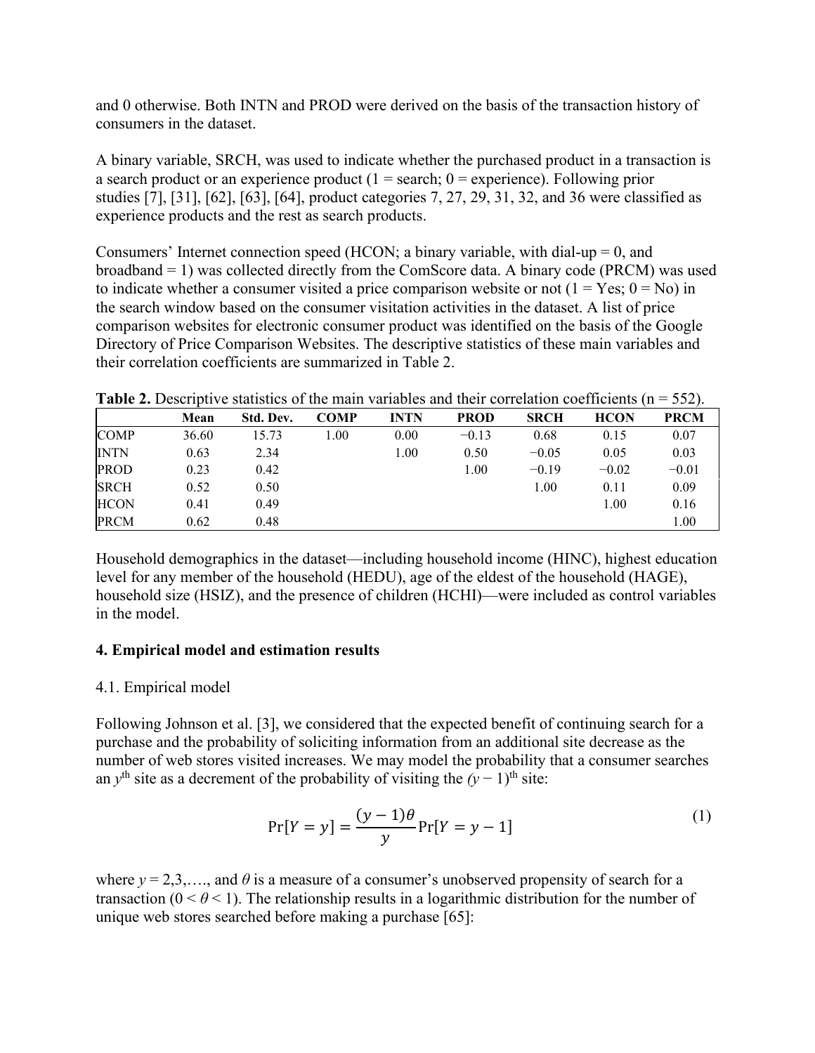and 0 otherwise. Both INTN and PROD were derived on the basis of the transaction history of consumers in the dataset.

A binary variable, SRCH, was used to indicate whether the purchased product in a transaction is a search product or an experience product (1 = search; 0 = experience). Following prior studies [7], [31], [62], [63], [64], product categories 7, 27, 29, 31, 32, and 36 were classified as experience products and the rest as search products.

Consumers' Internet connection speed (HCON; a binary variable, with dial-up = 0, and broadband = 1) was collected directly from the ComScore data. A binary code (PRCM) was used to indicate whether a consumer visited a price comparison website or not (1 = Yes; 0 = No) in the search window based on the consumer visitation activities in the dataset. A list of price comparison websites for electronic consumer product was identified on the basis of the Google Directory of Price Comparison Websites. The descriptive statistics of these main variables and their correlation coefficients are summarized in Table 2.

**Table 2.** Descriptive statistics of the main variables and their correlation coefficients (n = 552).

| | Mean | Std. Dev. | COMP | INTN | PROD | SRCH | HCON | PRCM |
|---|---|---|---|---|---|---|---|---|
| COMP | 36.60 | 15.73 | 1.00 | 0.00 | −0.13 | 0.68 | 0.15 | 0.07 |
| INTN | 0.63 | 2.34 | | 1.00 | 0.50 | −0.05 | 0.05 | 0.03 |
| PROD | 0.23 | 0.42 | | | 1.00 | −0.19 | −0.02 | −0.01 |
| SRCH | 0.52 | 0.50 | | | | 1.00 | 0.11 | 0.09 |
| HCON | 0.41 | 0.49 | | | | | 1.00 | 0.16 |
| PRCM | 0.62 | 0.48 | | | | | | 1.00 |

Household demographics in the dataset—including household income (HINC), highest education level for any member of the household (HEDU), age of the eldest of the household (HAGE), household size (HSIZ), and the presence of children (HCHI)—were included as control variables in the model.

## 4. Empirical model and estimation results

### 4.1. Empirical model

Following Johnson et al. [3], we considered that the expected benefit of continuing search for a purchase and the probability of soliciting information from an additional site decrease as the number of web stores visited increases. We may model the probability that a consumer searches an $y^{th}$ site as a decrement of the probability of visiting the $(y-1)^{th}$ site:

$$\Pr[Y = y] = \frac{(y-1)\theta}{y} \Pr[Y = y - 1] \tag{1}$$

where $y = 2,3,\ldots$, and $\theta$ is a measure of a consumer's unobserved propensity of search for a transaction ($0 < \theta < 1$). The relationship results in a logarithmic distribution for the number of unique web stores searched before making a purchase [65]: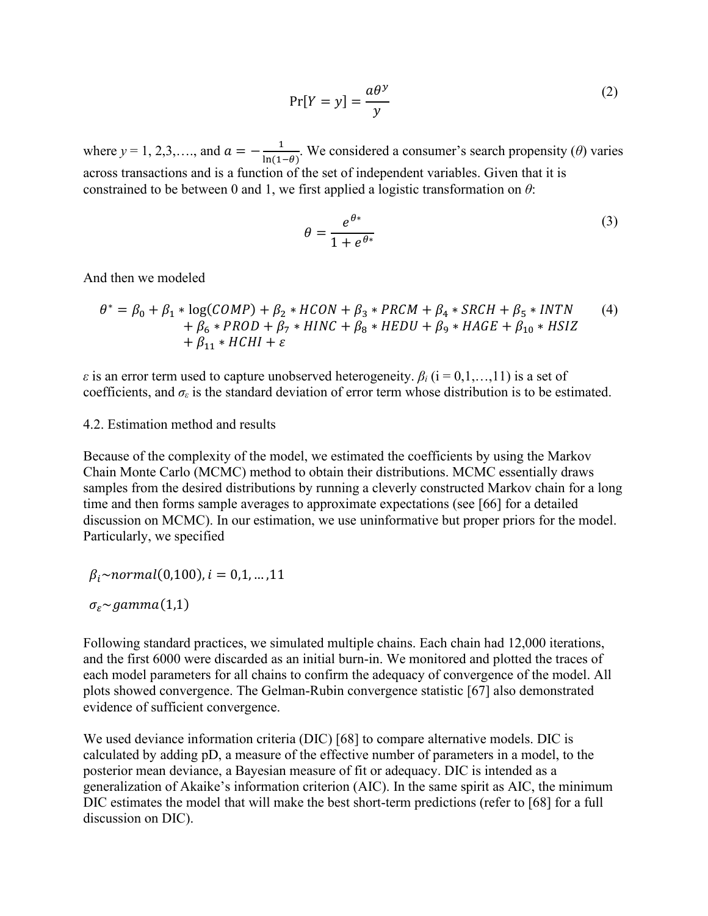$$\Pr[Y = y] = \frac{a\theta^y}{y} \tag{2}$$

where $y$ = 1, 2,3,…., and $a = -\frac{1}{\ln(1-\theta)}$. We considered a consumer's search propensity ($\theta$) varies across transactions and is a function of the set of independent variables. Given that it is constrained to be between 0 and 1, we first applied a logistic transformation on $\theta$:

$$\theta = \frac{e^{\theta*}}{1 + e^{\theta*}} \tag{3}$$

And then we modeled

$$\begin{aligned} \theta^* = \beta_0 &+ \beta_1 * \log(COMP) + \beta_2 * HCON + \beta_3 * PRCM + \beta_4 * SRCH + \beta_5 * INTN \\ &+ \beta_6 * PROD + \beta_7 * HINC + \beta_8 * HEDU + \beta_9 * HAGE + \beta_{10} * HSIZ \\ &+ \beta_{11} * HCHI + \varepsilon \end{aligned} \tag{4}$$

$\varepsilon$ is an error term used to capture unobserved heterogeneity. $\beta_i$ (i = 0,1,…,11) is a set of coefficients, and $\sigma_\varepsilon$ is the standard deviation of error term whose distribution is to be estimated.

### 4.2. Estimation method and results

Because of the complexity of the model, we estimated the coefficients by using the Markov Chain Monte Carlo (MCMC) method to obtain their distributions. MCMC essentially draws samples from the desired distributions by running a cleverly constructed Markov chain for a long time and then forms sample averages to approximate expectations (see [66] for a detailed discussion on MCMC). In our estimation, we use uninformative but proper priors for the model. Particularly, we specified

$$\beta_i \sim normal(0{,}100), i = 0{,}1, \ldots, 11$$

$$\sigma_\varepsilon \sim gamma(1{,}1)$$

Following standard practices, we simulated multiple chains. Each chain had 12,000 iterations, and the first 6000 were discarded as an initial burn-in. We monitored and plotted the traces of each model parameters for all chains to confirm the adequacy of convergence of the model. All plots showed convergence. The Gelman-Rubin convergence statistic [67] also demonstrated evidence of sufficient convergence.

We used deviance information criteria (DIC) [68] to compare alternative models. DIC is calculated by adding pD, a measure of the effective number of parameters in a model, to the posterior mean deviance, a Bayesian measure of fit or adequacy. DIC is intended as a generalization of Akaike's information criterion (AIC). In the same spirit as AIC, the minimum DIC estimates the model that will make the best short-term predictions (refer to [68] for a full discussion on DIC).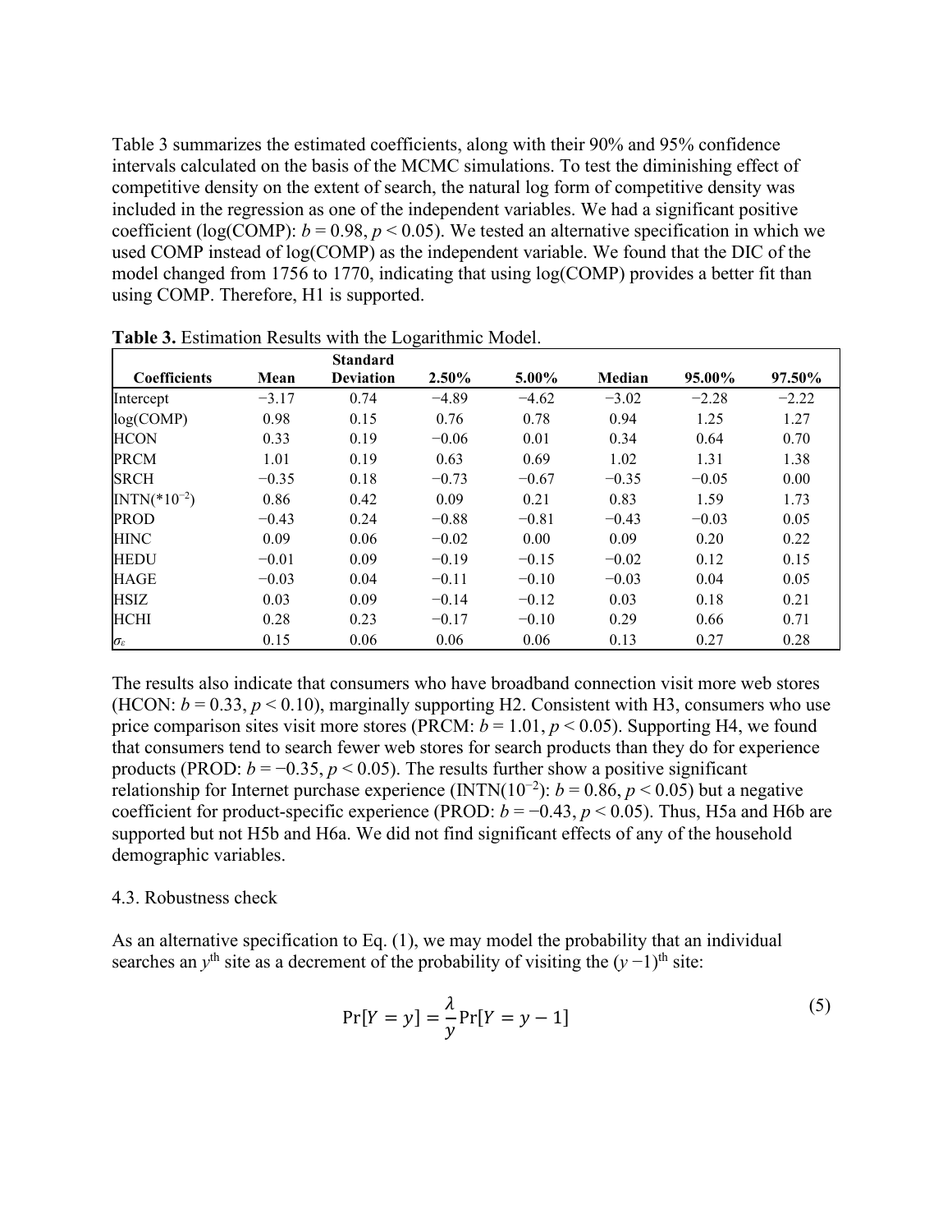Table 3 summarizes the estimated coefficients, along with their 90% and 95% confidence intervals calculated on the basis of the MCMC simulations. To test the diminishing effect of competitive density on the extent of search, the natural log form of competitive density was included in the regression as one of the independent variables. We had a significant positive coefficient (log(COMP): $b = 0.98$, $p < 0.05$). We tested an alternative specification in which we used COMP instead of log(COMP) as the independent variable. We found that the DIC of the model changed from 1756 to 1770, indicating that using log(COMP) provides a better fit than using COMP. Therefore, H1 is supported.

**Table 3.** Estimation Results with the Logarithmic Model.

| Coefficients | Mean | Standard Deviation | 2.50% | 5.00% | Median | 95.00% | 97.50% |
|---|---|---|---|---|---|---|---|
| Intercept | −3.17 | 0.74 | −4.89 | −4.62 | −3.02 | −2.28 | −2.22 |
| log(COMP) | 0.98 | 0.15 | 0.76 | 0.78 | 0.94 | 1.25 | 1.27 |
| HCON | 0.33 | 0.19 | −0.06 | 0.01 | 0.34 | 0.64 | 0.70 |
| PRCM | 1.01 | 0.19 | 0.63 | 0.69 | 1.02 | 1.31 | 1.38 |
| SRCH | −0.35 | 0.18 | −0.73 | −0.67 | −0.35 | −0.05 | 0.00 |
| INTN($*10^{-2}$) | 0.86 | 0.42 | 0.09 | 0.21 | 0.83 | 1.59 | 1.73 |
| PROD | −0.43 | 0.24 | −0.88 | −0.81 | −0.43 | −0.03 | 0.05 |
| HINC | 0.09 | 0.06 | −0.02 | 0.00 | 0.09 | 0.20 | 0.22 |
| HEDU | −0.01 | 0.09 | −0.19 | −0.15 | −0.02 | 0.12 | 0.15 |
| HAGE | −0.03 | 0.04 | −0.11 | −0.10 | −0.03 | 0.04 | 0.05 |
| HSIZ | 0.03 | 0.09 | −0.14 | −0.12 | 0.03 | 0.18 | 0.21 |
| HCHI | 0.28 | 0.23 | −0.17 | −0.10 | 0.29 | 0.66 | 0.71 |
| $\sigma_\varepsilon$ | 0.15 | 0.06 | 0.06 | 0.06 | 0.13 | 0.27 | 0.28 |

The results also indicate that consumers who have broadband connection visit more web stores (HCON: $b = 0.33$, $p < 0.10$), marginally supporting H2. Consistent with H3, consumers who use price comparison sites visit more stores (PRCM: $b = 1.01$, $p < 0.05$). Supporting H4, we found that consumers tend to search fewer web stores for search products than they do for experience products (PROD: $b = -0.35$, $p < 0.05$). The results further show a positive significant relationship for Internet purchase experience (INTN($10^{-2}$): $b = 0.86$, $p < 0.05$) but a negative coefficient for product-specific experience (PROD: $b = -0.43$, $p < 0.05$). Thus, H5a and H6b are supported but not H5b and H6a. We did not find significant effects of any of the household demographic variables.

4.3. Robustness check

As an alternative specification to Eq. (1), we may model the probability that an individual searches an $y^{\text{th}}$ site as a decrement of the probability of visiting the $(y-1)^{\text{th}}$ site:

$$\Pr[Y = y] = \frac{\lambda}{y}\Pr[Y = y - 1] \tag{5}$$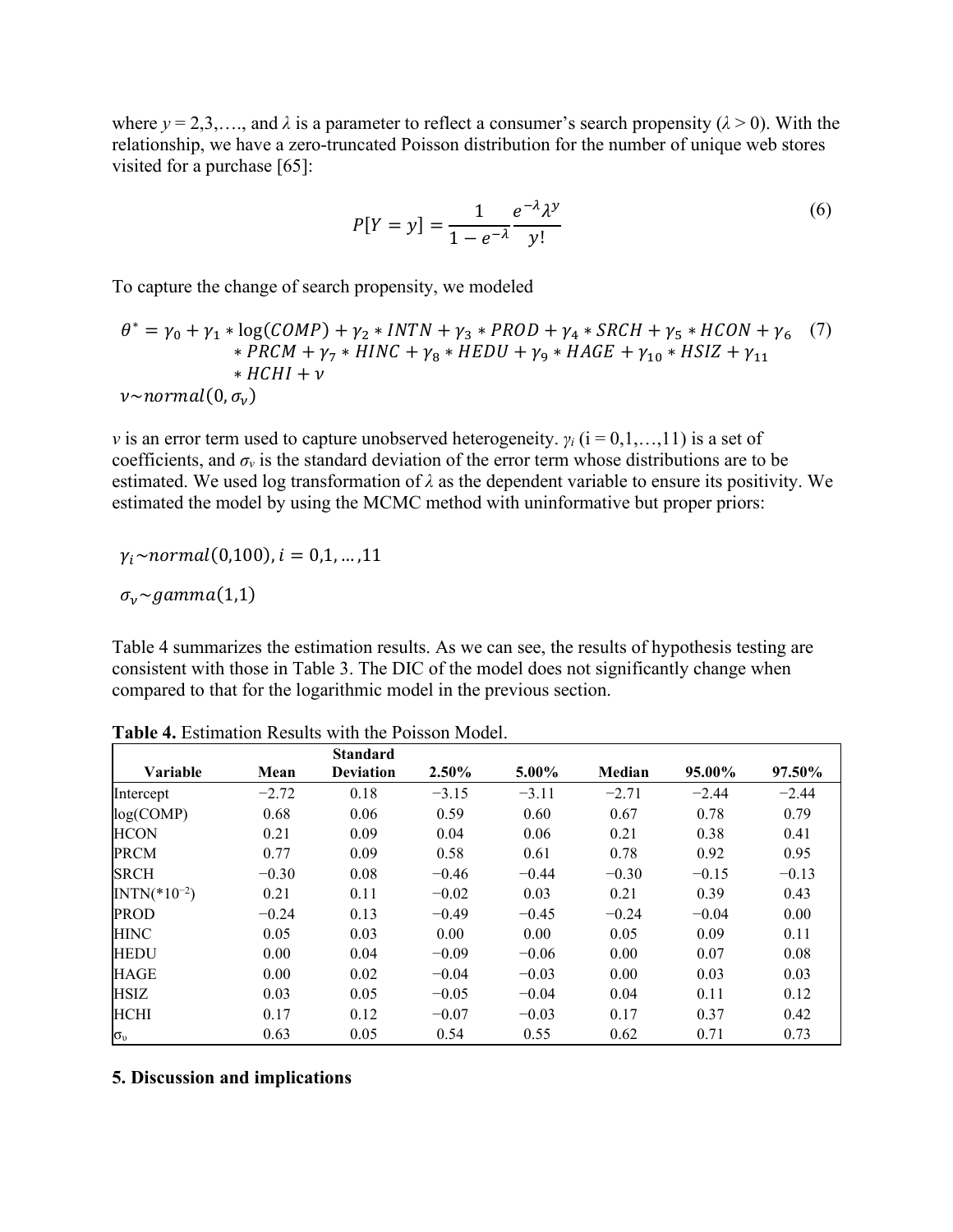where $y$ = 2,3,…., and $\lambda$ is a parameter to reflect a consumer's search propensity ($\lambda > 0$). With the relationship, we have a zero-truncated Poisson distribution for the number of unique web stores visited for a purchase [65]:

$$P[Y = y] = \frac{1}{1 - e^{-\lambda}} \frac{e^{-\lambda} \lambda^{y}}{y!} \tag{6}$$

To capture the change of search propensity, we modeled

$$\theta^{*} = \gamma_0 + \gamma_1 * \log(COMP) + \gamma_2 * INTN + \gamma_3 * PROD + \gamma_4 * SRCH + \gamma_5 * HCON + \gamma_6 * PRCM + \gamma_7 * HINC + \gamma_8 * HEDU + \gamma_9 * HAGE + \gamma_{10} * HSIZ + \gamma_{11} * HCHI + \nu \tag{7}$$

$$\nu \sim normal(0, \sigma_{\nu})$$

$\nu$ is an error term used to capture unobserved heterogeneity. $\gamma_i$ (i = 0,1,…,11) is a set of coefficients, and $\sigma_{\nu}$ is the standard deviation of the error term whose distributions are to be estimated. We used log transformation of $\lambda$ as the dependent variable to ensure its positivity. We estimated the model by using the MCMC method with uninformative but proper priors:

$$\gamma_i \sim normal(0,100), i = 0,1, \ldots, 11$$

$$\sigma_{\nu} \sim gamma(1,1)$$

Table 4 summarizes the estimation results. As we can see, the results of hypothesis testing are consistent with those in Table 3. The DIC of the model does not significantly change when compared to that for the logarithmic model in the previous section.

**Table 4.** Estimation Results with the Poisson Model.

| Variable | Mean | Standard Deviation | 2.50% | 5.00% | Median | 95.00% | 97.50% |
|---|---|---|---|---|---|---|---|
| Intercept | −2.72 | 0.18 | −3.15 | −3.11 | −2.71 | −2.44 | −2.44 |
| log(COMP) | 0.68 | 0.06 | 0.59 | 0.60 | 0.67 | 0.78 | 0.79 |
| HCON | 0.21 | 0.09 | 0.04 | 0.06 | 0.21 | 0.38 | 0.41 |
| PRCM | 0.77 | 0.09 | 0.58 | 0.61 | 0.78 | 0.92 | 0.95 |
| SRCH | −0.30 | 0.08 | −0.46 | −0.44 | −0.30 | −0.15 | −0.13 |
| INTN(*$10^{-2}$) | 0.21 | 0.11 | −0.02 | 0.03 | 0.21 | 0.39 | 0.43 |
| PROD | −0.24 | 0.13 | −0.49 | −0.45 | −0.24 | −0.04 | 0.00 |
| HINC | 0.05 | 0.03 | 0.00 | 0.00 | 0.05 | 0.09 | 0.11 |
| HEDU | 0.00 | 0.04 | −0.09 | −0.06 | 0.00 | 0.07 | 0.08 |
| HAGE | 0.00 | 0.02 | −0.04 | −0.03 | 0.00 | 0.03 | 0.03 |
| HSIZ | 0.03 | 0.05 | −0.05 | −0.04 | 0.04 | 0.11 | 0.12 |
| HCHI | 0.17 | 0.12 | −0.07 | −0.03 | 0.17 | 0.37 | 0.42 |
| $\sigma_{\upsilon}$ | 0.63 | 0.05 | 0.54 | 0.55 | 0.62 | 0.71 | 0.73 |

## 5. Discussion and implications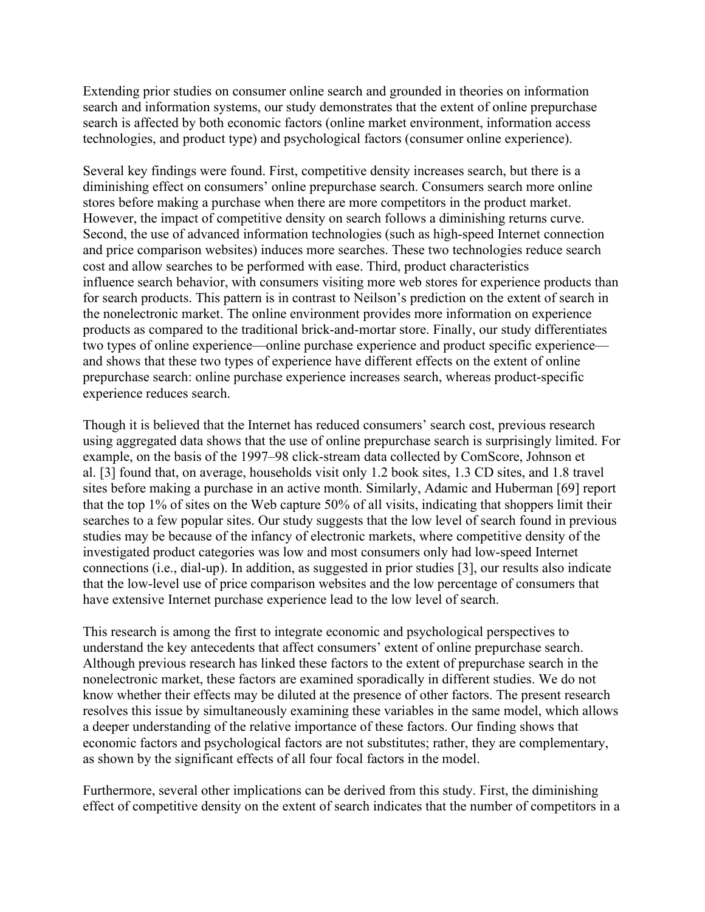Extending prior studies on consumer online search and grounded in theories on information search and information systems, our study demonstrates that the extent of online prepurchase search is affected by both economic factors (online market environment, information access technologies, and product type) and psychological factors (consumer online experience).

Several key findings were found. First, competitive density increases search, but there is a diminishing effect on consumers' online prepurchase search. Consumers search more online stores before making a purchase when there are more competitors in the product market. However, the impact of competitive density on search follows a diminishing returns curve. Second, the use of advanced information technologies (such as high-speed Internet connection and price comparison websites) induces more searches. These two technologies reduce search cost and allow searches to be performed with ease. Third, product characteristics influence search behavior, with consumers visiting more web stores for experience products than for search products. This pattern is in contrast to Neilson's prediction on the extent of search in the nonelectronic market. The online environment provides more information on experience products as compared to the traditional brick-and-mortar store. Finally, our study differentiates two types of online experience—online purchase experience and product specific experience—and shows that these two types of experience have different effects on the extent of online prepurchase search: online purchase experience increases search, whereas product-specific experience reduces search.

Though it is believed that the Internet has reduced consumers' search cost, previous research using aggregated data shows that the use of online prepurchase search is surprisingly limited. For example, on the basis of the 1997–98 click-stream data collected by ComScore, Johnson et al. [3] found that, on average, households visit only 1.2 book sites, 1.3 CD sites, and 1.8 travel sites before making a purchase in an active month. Similarly, Adamic and Huberman [69] report that the top 1% of sites on the Web capture 50% of all visits, indicating that shoppers limit their searches to a few popular sites. Our study suggests that the low level of search found in previous studies may be because of the infancy of electronic markets, where competitive density of the investigated product categories was low and most consumers only had low-speed Internet connections (i.e., dial-up). In addition, as suggested in prior studies [3], our results also indicate that the low-level use of price comparison websites and the low percentage of consumers that have extensive Internet purchase experience lead to the low level of search.

This research is among the first to integrate economic and psychological perspectives to understand the key antecedents that affect consumers' extent of online prepurchase search. Although previous research has linked these factors to the extent of prepurchase search in the nonelectronic market, these factors are examined sporadically in different studies. We do not know whether their effects may be diluted at the presence of other factors. The present research resolves this issue by simultaneously examining these variables in the same model, which allows a deeper understanding of the relative importance of these factors. Our finding shows that economic factors and psychological factors are not substitutes; rather, they are complementary, as shown by the significant effects of all four focal factors in the model.

Furthermore, several other implications can be derived from this study. First, the diminishing effect of competitive density on the extent of search indicates that the number of competitors in a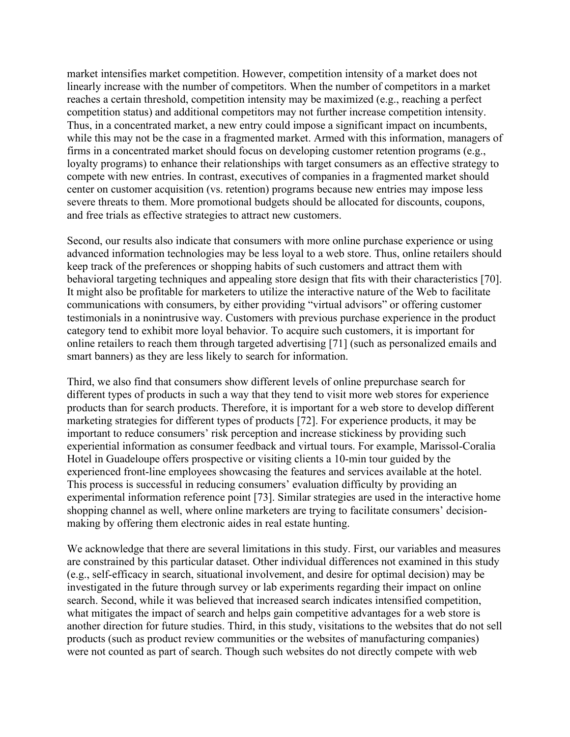market intensifies market competition. However, competition intensity of a market does not linearly increase with the number of competitors. When the number of competitors in a market reaches a certain threshold, competition intensity may be maximized (e.g., reaching a perfect competition status) and additional competitors may not further increase competition intensity. Thus, in a concentrated market, a new entry could impose a significant impact on incumbents, while this may not be the case in a fragmented market. Armed with this information, managers of firms in a concentrated market should focus on developing customer retention programs (e.g., loyalty programs) to enhance their relationships with target consumers as an effective strategy to compete with new entries. In contrast, executives of companies in a fragmented market should center on customer acquisition (vs. retention) programs because new entries may impose less severe threats to them. More promotional budgets should be allocated for discounts, coupons, and free trials as effective strategies to attract new customers.

Second, our results also indicate that consumers with more online purchase experience or using advanced information technologies may be less loyal to a web store. Thus, online retailers should keep track of the preferences or shopping habits of such customers and attract them with behavioral targeting techniques and appealing store design that fits with their characteristics [70]. It might also be profitable for marketers to utilize the interactive nature of the Web to facilitate communications with consumers, by either providing "virtual advisors" or offering customer testimonials in a nonintrusive way. Customers with previous purchase experience in the product category tend to exhibit more loyal behavior. To acquire such customers, it is important for online retailers to reach them through targeted advertising [71] (such as personalized emails and smart banners) as they are less likely to search for information.

Third, we also find that consumers show different levels of online prepurchase search for different types of products in such a way that they tend to visit more web stores for experience products than for search products. Therefore, it is important for a web store to develop different marketing strategies for different types of products [72]. For experience products, it may be important to reduce consumers' risk perception and increase stickiness by providing such experiential information as consumer feedback and virtual tours. For example, Marissol-Coralia Hotel in Guadeloupe offers prospective or visiting clients a 10-min tour guided by the experienced front-line employees showcasing the features and services available at the hotel. This process is successful in reducing consumers' evaluation difficulty by providing an experimental information reference point [73]. Similar strategies are used in the interactive home shopping channel as well, where online marketers are trying to facilitate consumers' decision-making by offering them electronic aides in real estate hunting.

We acknowledge that there are several limitations in this study. First, our variables and measures are constrained by this particular dataset. Other individual differences not examined in this study (e.g., self-efficacy in search, situational involvement, and desire for optimal decision) may be investigated in the future through survey or lab experiments regarding their impact on online search. Second, while it was believed that increased search indicates intensified competition, what mitigates the impact of search and helps gain competitive advantages for a web store is another direction for future studies. Third, in this study, visitations to the websites that do not sell products (such as product review communities or the websites of manufacturing companies) were not counted as part of search. Though such websites do not directly compete with web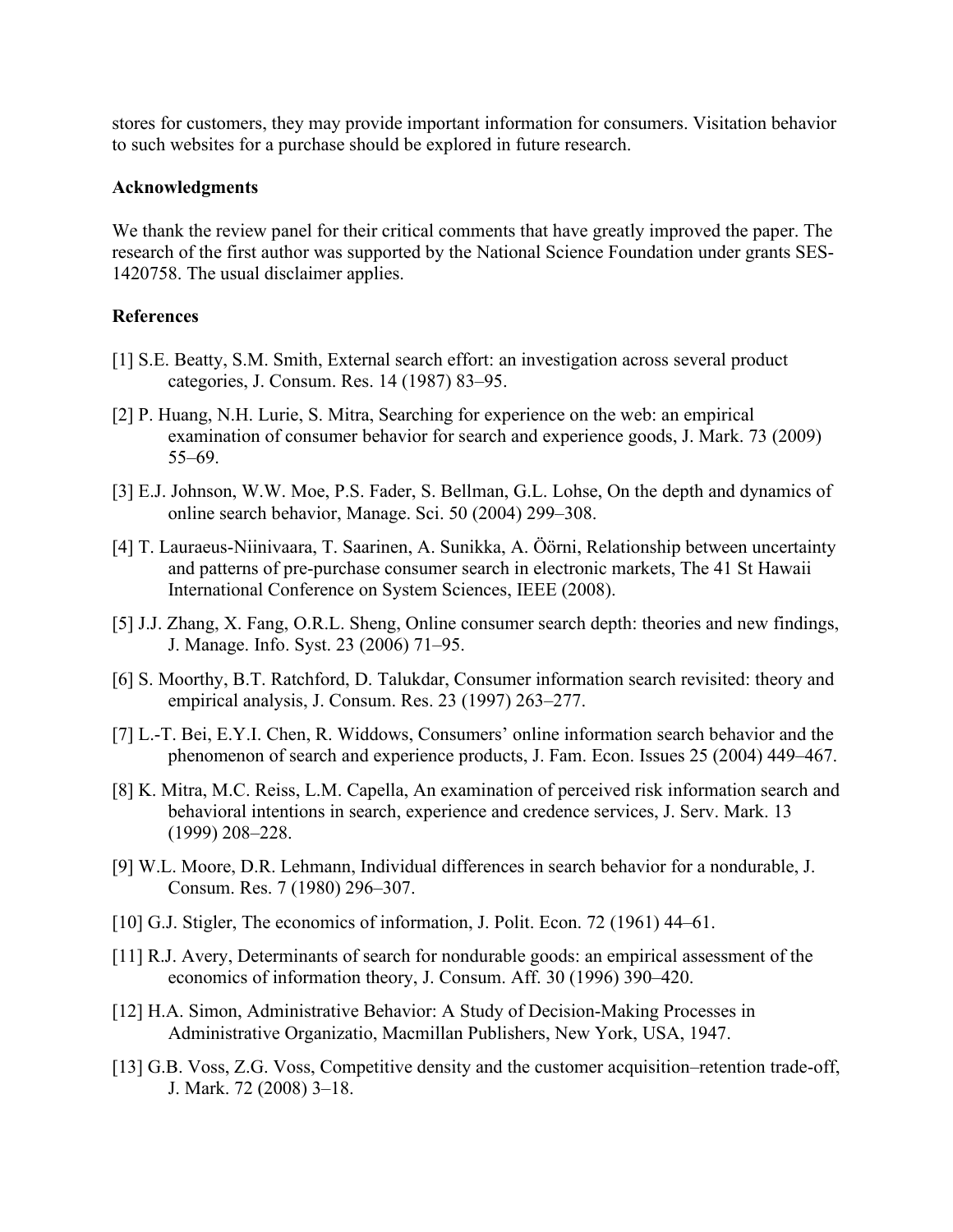stores for customers, they may provide important information for consumers. Visitation behavior to such websites for a purchase should be explored in future research.

**Acknowledgments**

We thank the review panel for their critical comments that have greatly improved the paper. The research of the first author was supported by the National Science Foundation under grants SES-1420758. The usual disclaimer applies.

**References**

[1] S.E. Beatty, S.M. Smith, External search effort: an investigation across several product categories, J. Consum. Res. 14 (1987) 83–95.

[2] P. Huang, N.H. Lurie, S. Mitra, Searching for experience on the web: an empirical examination of consumer behavior for search and experience goods, J. Mark. 73 (2009) 55–69.

[3] E.J. Johnson, W.W. Moe, P.S. Fader, S. Bellman, G.L. Lohse, On the depth and dynamics of online search behavior, Manage. Sci. 50 (2004) 299–308.

[4] T. Lauraeus-Niinivaara, T. Saarinen, A. Sunikka, A. Öörni, Relationship between uncertainty and patterns of pre-purchase consumer search in electronic markets, The 41 St Hawaii International Conference on System Sciences, IEEE (2008).

[5] J.J. Zhang, X. Fang, O.R.L. Sheng, Online consumer search depth: theories and new findings, J. Manage. Info. Syst. 23 (2006) 71–95.

[6] S. Moorthy, B.T. Ratchford, D. Talukdar, Consumer information search revisited: theory and empirical analysis, J. Consum. Res. 23 (1997) 263–277.

[7] L.-T. Bei, E.Y.I. Chen, R. Widdows, Consumers' online information search behavior and the phenomenon of search and experience products, J. Fam. Econ. Issues 25 (2004) 449–467.

[8] K. Mitra, M.C. Reiss, L.M. Capella, An examination of perceived risk information search and behavioral intentions in search, experience and credence services, J. Serv. Mark. 13 (1999) 208–228.

[9] W.L. Moore, D.R. Lehmann, Individual differences in search behavior for a nondurable, J. Consum. Res. 7 (1980) 296–307.

[10] G.J. Stigler, The economics of information, J. Polit. Econ. 72 (1961) 44–61.

[11] R.J. Avery, Determinants of search for nondurable goods: an empirical assessment of the economics of information theory, J. Consum. Aff. 30 (1996) 390–420.

[12] H.A. Simon, Administrative Behavior: A Study of Decision-Making Processes in Administrative Organizatio, Macmillan Publishers, New York, USA, 1947.

[13] G.B. Voss, Z.G. Voss, Competitive density and the customer acquisition–retention trade-off, J. Mark. 72 (2008) 3–18.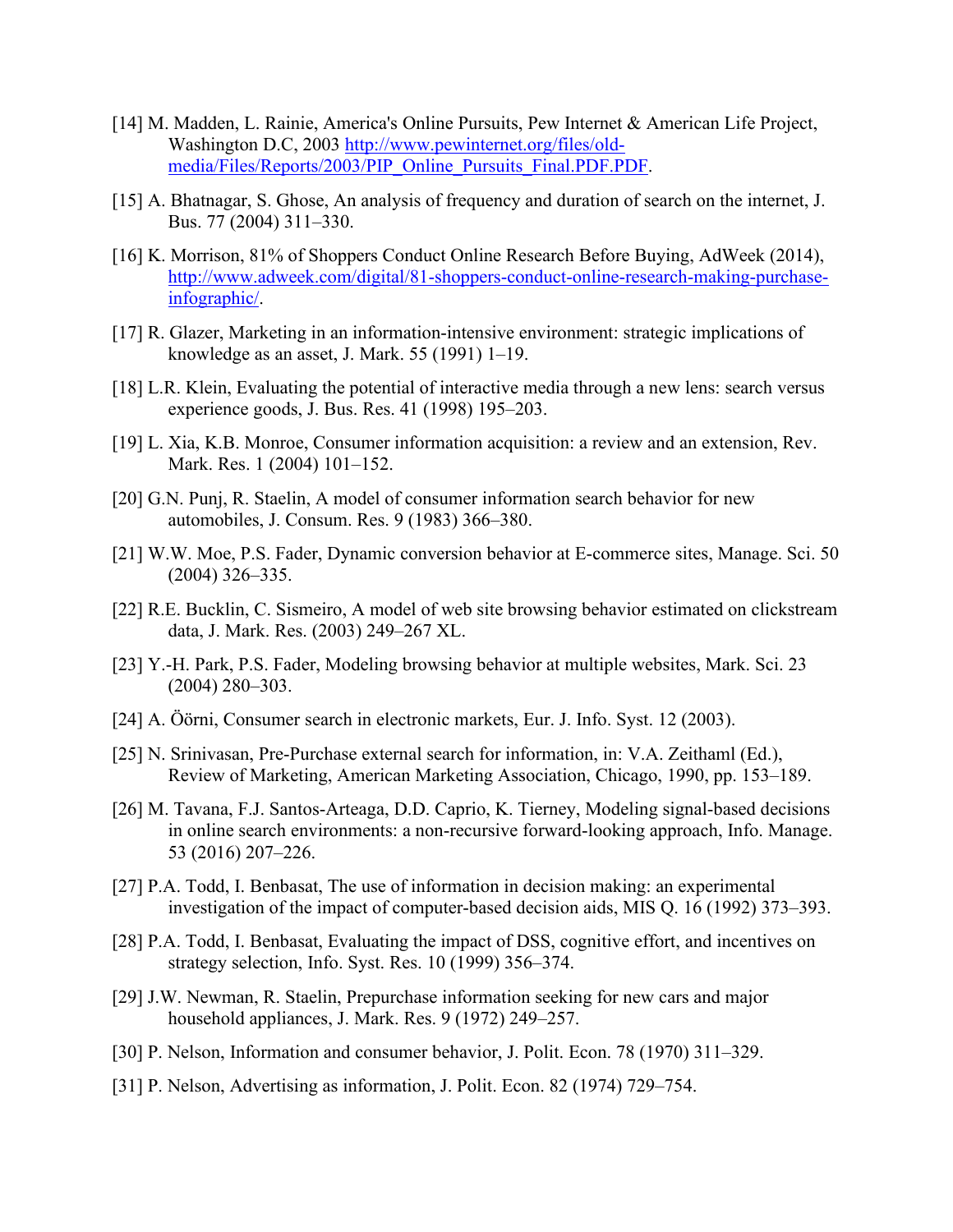[14] M. Madden, L. Rainie, America's Online Pursuits, Pew Internet & American Life Project, Washington D.C, 2003 http://www.pewinternet.org/files/old-media/Files/Reports/2003/PIP_Online_Pursuits_Final.PDF.PDF.

[15] A. Bhatnagar, S. Ghose, An analysis of frequency and duration of search on the internet, J. Bus. 77 (2004) 311–330.

[16] K. Morrison, 81% of Shoppers Conduct Online Research Before Buying, AdWeek (2014), http://www.adweek.com/digital/81-shoppers-conduct-online-research-making-purchase-infographic/.

[17] R. Glazer, Marketing in an information-intensive environment: strategic implications of knowledge as an asset, J. Mark. 55 (1991) 1–19.

[18] L.R. Klein, Evaluating the potential of interactive media through a new lens: search versus experience goods, J. Bus. Res. 41 (1998) 195–203.

[19] L. Xia, K.B. Monroe, Consumer information acquisition: a review and an extension, Rev. Mark. Res. 1 (2004) 101–152.

[20] G.N. Punj, R. Staelin, A model of consumer information search behavior for new automobiles, J. Consum. Res. 9 (1983) 366–380.

[21] W.W. Moe, P.S. Fader, Dynamic conversion behavior at E-commerce sites, Manage. Sci. 50 (2004) 326–335.

[22] R.E. Bucklin, C. Sismeiro, A model of web site browsing behavior estimated on clickstream data, J. Mark. Res. (2003) 249–267 XL.

[23] Y.-H. Park, P.S. Fader, Modeling browsing behavior at multiple websites, Mark. Sci. 23 (2004) 280–303.

[24] A. Öörni, Consumer search in electronic markets, Eur. J. Info. Syst. 12 (2003).

[25] N. Srinivasan, Pre-Purchase external search for information, in: V.A. Zeithaml (Ed.), Review of Marketing, American Marketing Association, Chicago, 1990, pp. 153–189.

[26] M. Tavana, F.J. Santos-Arteaga, D.D. Caprio, K. Tierney, Modeling signal-based decisions in online search environments: a non-recursive forward-looking approach, Info. Manage. 53 (2016) 207–226.

[27] P.A. Todd, I. Benbasat, The use of information in decision making: an experimental investigation of the impact of computer-based decision aids, MIS Q. 16 (1992) 373–393.

[28] P.A. Todd, I. Benbasat, Evaluating the impact of DSS, cognitive effort, and incentives on strategy selection, Info. Syst. Res. 10 (1999) 356–374.

[29] J.W. Newman, R. Staelin, Prepurchase information seeking for new cars and major household appliances, J. Mark. Res. 9 (1972) 249–257.

[30] P. Nelson, Information and consumer behavior, J. Polit. Econ. 78 (1970) 311–329.

[31] P. Nelson, Advertising as information, J. Polit. Econ. 82 (1974) 729–754.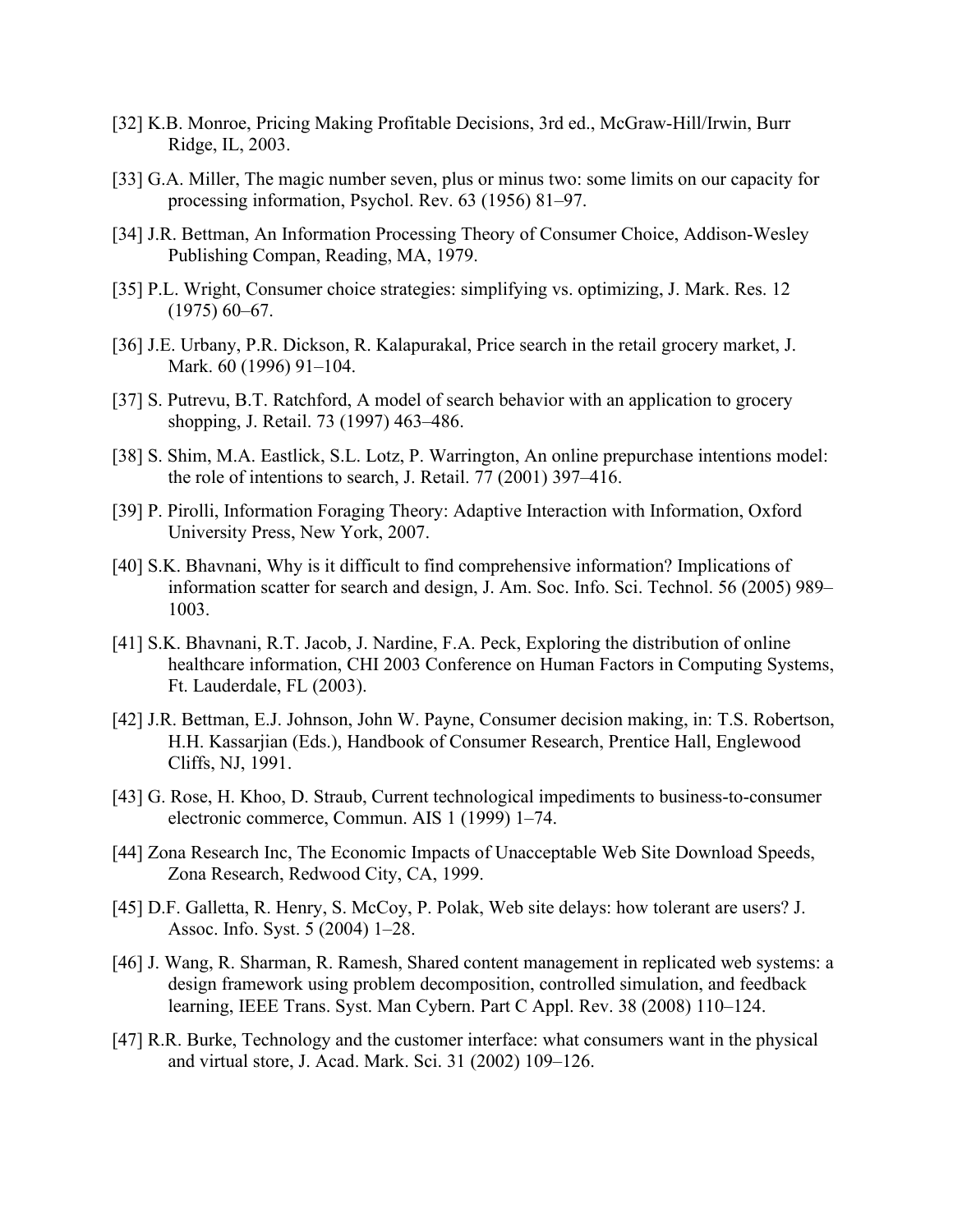[32] K.B. Monroe, Pricing Making Profitable Decisions, 3rd ed., McGraw-Hill/Irwin, Burr Ridge, IL, 2003.

[33] G.A. Miller, The magic number seven, plus or minus two: some limits on our capacity for processing information, Psychol. Rev. 63 (1956) 81–97.

[34] J.R. Bettman, An Information Processing Theory of Consumer Choice, Addison-Wesley Publishing Compan, Reading, MA, 1979.

[35] P.L. Wright, Consumer choice strategies: simplifying vs. optimizing, J. Mark. Res. 12 (1975) 60–67.

[36] J.E. Urbany, P.R. Dickson, R. Kalapurakal, Price search in the retail grocery market, J. Mark. 60 (1996) 91–104.

[37] S. Putrevu, B.T. Ratchford, A model of search behavior with an application to grocery shopping, J. Retail. 73 (1997) 463–486.

[38] S. Shim, M.A. Eastlick, S.L. Lotz, P. Warrington, An online prepurchase intentions model: the role of intentions to search, J. Retail. 77 (2001) 397–416.

[39] P. Pirolli, Information Foraging Theory: Adaptive Interaction with Information, Oxford University Press, New York, 2007.

[40] S.K. Bhavnani, Why is it difficult to find comprehensive information? Implications of information scatter for search and design, J. Am. Soc. Info. Sci. Technol. 56 (2005) 989–1003.

[41] S.K. Bhavnani, R.T. Jacob, J. Nardine, F.A. Peck, Exploring the distribution of online healthcare information, CHI 2003 Conference on Human Factors in Computing Systems, Ft. Lauderdale, FL (2003).

[42] J.R. Bettman, E.J. Johnson, John W. Payne, Consumer decision making, in: T.S. Robertson, H.H. Kassarjian (Eds.), Handbook of Consumer Research, Prentice Hall, Englewood Cliffs, NJ, 1991.

[43] G. Rose, H. Khoo, D. Straub, Current technological impediments to business-to-consumer electronic commerce, Commun. AIS 1 (1999) 1–74.

[44] Zona Research Inc, The Economic Impacts of Unacceptable Web Site Download Speeds, Zona Research, Redwood City, CA, 1999.

[45] D.F. Galletta, R. Henry, S. McCoy, P. Polak, Web site delays: how tolerant are users? J. Assoc. Info. Syst. 5 (2004) 1–28.

[46] J. Wang, R. Sharman, R. Ramesh, Shared content management in replicated web systems: a design framework using problem decomposition, controlled simulation, and feedback learning, IEEE Trans. Syst. Man Cybern. Part C Appl. Rev. 38 (2008) 110–124.

[47] R.R. Burke, Technology and the customer interface: what consumers want in the physical and virtual store, J. Acad. Mark. Sci. 31 (2002) 109–126.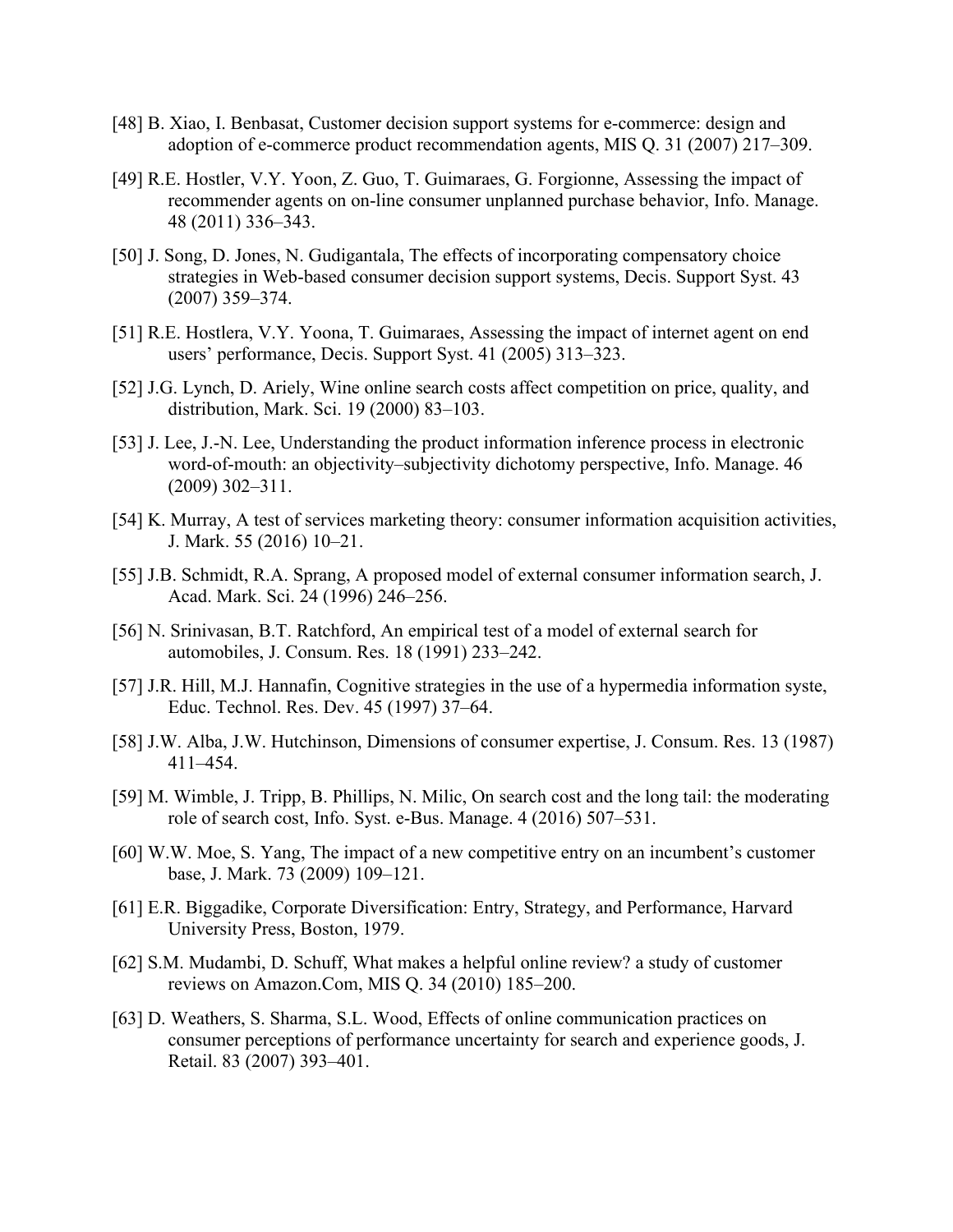[48] B. Xiao, I. Benbasat, Customer decision support systems for e-commerce: design and adoption of e-commerce product recommendation agents, MIS Q. 31 (2007) 217–309.

[49] R.E. Hostler, V.Y. Yoon, Z. Guo, T. Guimaraes, G. Forgionne, Assessing the impact of recommender agents on on-line consumer unplanned purchase behavior, Info. Manage. 48 (2011) 336–343.

[50] J. Song, D. Jones, N. Gudigantala, The effects of incorporating compensatory choice strategies in Web-based consumer decision support systems, Decis. Support Syst. 43 (2007) 359–374.

[51] R.E. Hostlera, V.Y. Yoona, T. Guimaraes, Assessing the impact of internet agent on end users' performance, Decis. Support Syst. 41 (2005) 313–323.

[52] J.G. Lynch, D. Ariely, Wine online search costs affect competition on price, quality, and distribution, Mark. Sci. 19 (2000) 83–103.

[53] J. Lee, J.-N. Lee, Understanding the product information inference process in electronic word-of-mouth: an objectivity–subjectivity dichotomy perspective, Info. Manage. 46 (2009) 302–311.

[54] K. Murray, A test of services marketing theory: consumer information acquisition activities, J. Mark. 55 (2016) 10–21.

[55] J.B. Schmidt, R.A. Sprang, A proposed model of external consumer information search, J. Acad. Mark. Sci. 24 (1996) 246–256.

[56] N. Srinivasan, B.T. Ratchford, An empirical test of a model of external search for automobiles, J. Consum. Res. 18 (1991) 233–242.

[57] J.R. Hill, M.J. Hannafin, Cognitive strategies in the use of a hypermedia information syste, Educ. Technol. Res. Dev. 45 (1997) 37–64.

[58] J.W. Alba, J.W. Hutchinson, Dimensions of consumer expertise, J. Consum. Res. 13 (1987) 411–454.

[59] M. Wimble, J. Tripp, B. Phillips, N. Milic, On search cost and the long tail: the moderating role of search cost, Info. Syst. e-Bus. Manage. 4 (2016) 507–531.

[60] W.W. Moe, S. Yang, The impact of a new competitive entry on an incumbent's customer base, J. Mark. 73 (2009) 109–121.

[61] E.R. Biggadike, Corporate Diversification: Entry, Strategy, and Performance, Harvard University Press, Boston, 1979.

[62] S.M. Mudambi, D. Schuff, What makes a helpful online review? a study of customer reviews on Amazon.Com, MIS Q. 34 (2010) 185–200.

[63] D. Weathers, S. Sharma, S.L. Wood, Effects of online communication practices on consumer perceptions of performance uncertainty for search and experience goods, J. Retail. 83 (2007) 393–401.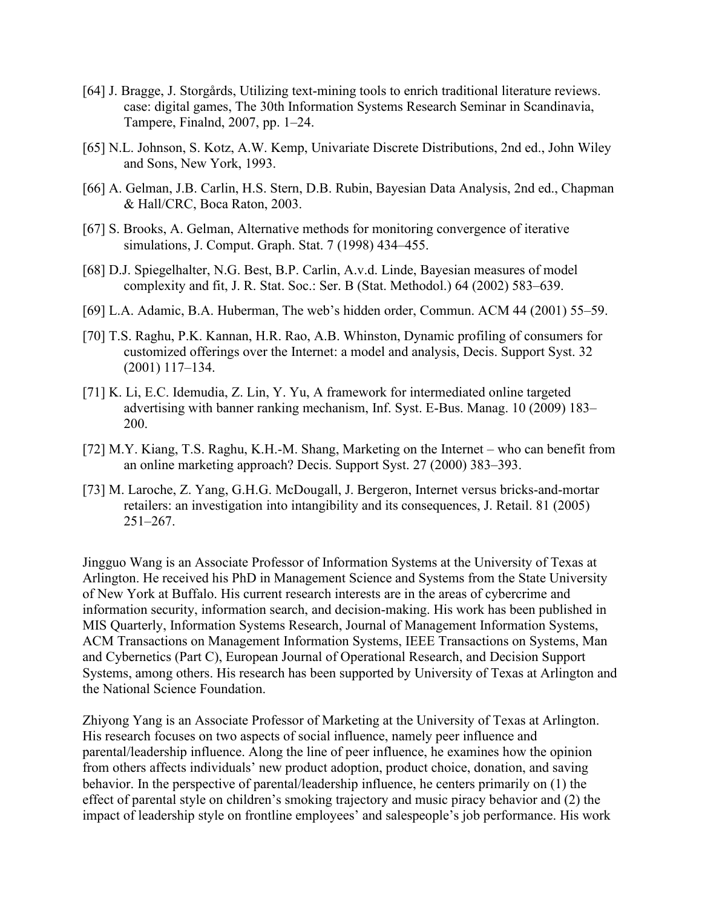[64] J. Bragge, J. Storgårds, Utilizing text-mining tools to enrich traditional literature reviews. case: digital games, The 30th Information Systems Research Seminar in Scandinavia, Tampere, Finalnd, 2007, pp. 1–24.

[65] N.L. Johnson, S. Kotz, A.W. Kemp, Univariate Discrete Distributions, 2nd ed., John Wiley and Sons, New York, 1993.

[66] A. Gelman, J.B. Carlin, H.S. Stern, D.B. Rubin, Bayesian Data Analysis, 2nd ed., Chapman & Hall/CRC, Boca Raton, 2003.

[67] S. Brooks, A. Gelman, Alternative methods for monitoring convergence of iterative simulations, J. Comput. Graph. Stat. 7 (1998) 434–455.

[68] D.J. Spiegelhalter, N.G. Best, B.P. Carlin, A.v.d. Linde, Bayesian measures of model complexity and fit, J. R. Stat. Soc.: Ser. B (Stat. Methodol.) 64 (2002) 583–639.

[69] L.A. Adamic, B.A. Huberman, The web's hidden order, Commun. ACM 44 (2001) 55–59.

[70] T.S. Raghu, P.K. Kannan, H.R. Rao, A.B. Whinston, Dynamic profiling of consumers for customized offerings over the Internet: a model and analysis, Decis. Support Syst. 32 (2001) 117–134.

[71] K. Li, E.C. Idemudia, Z. Lin, Y. Yu, A framework for intermediated online targeted advertising with banner ranking mechanism, Inf. Syst. E-Bus. Manag. 10 (2009) 183–200.

[72] M.Y. Kiang, T.S. Raghu, K.H.-M. Shang, Marketing on the Internet – who can benefit from an online marketing approach? Decis. Support Syst. 27 (2000) 383–393.

[73] M. Laroche, Z. Yang, G.H.G. McDougall, J. Bergeron, Internet versus bricks-and-mortar retailers: an investigation into intangibility and its consequences, J. Retail. 81 (2005) 251–267.

Jingguo Wang is an Associate Professor of Information Systems at the University of Texas at Arlington. He received his PhD in Management Science and Systems from the State University of New York at Buffalo. His current research interests are in the areas of cybercrime and information security, information search, and decision-making. His work has been published in MIS Quarterly, Information Systems Research, Journal of Management Information Systems, ACM Transactions on Management Information Systems, IEEE Transactions on Systems, Man and Cybernetics (Part C), European Journal of Operational Research, and Decision Support Systems, among others. His research has been supported by University of Texas at Arlington and the National Science Foundation.

Zhiyong Yang is an Associate Professor of Marketing at the University of Texas at Arlington. His research focuses on two aspects of social influence, namely peer influence and parental/leadership influence. Along the line of peer influence, he examines how the opinion from others affects individuals' new product adoption, product choice, donation, and saving behavior. In the perspective of parental/leadership influence, he centers primarily on (1) the effect of parental style on children's smoking trajectory and music piracy behavior and (2) the impact of leadership style on frontline employees' and salespeople's job performance. His work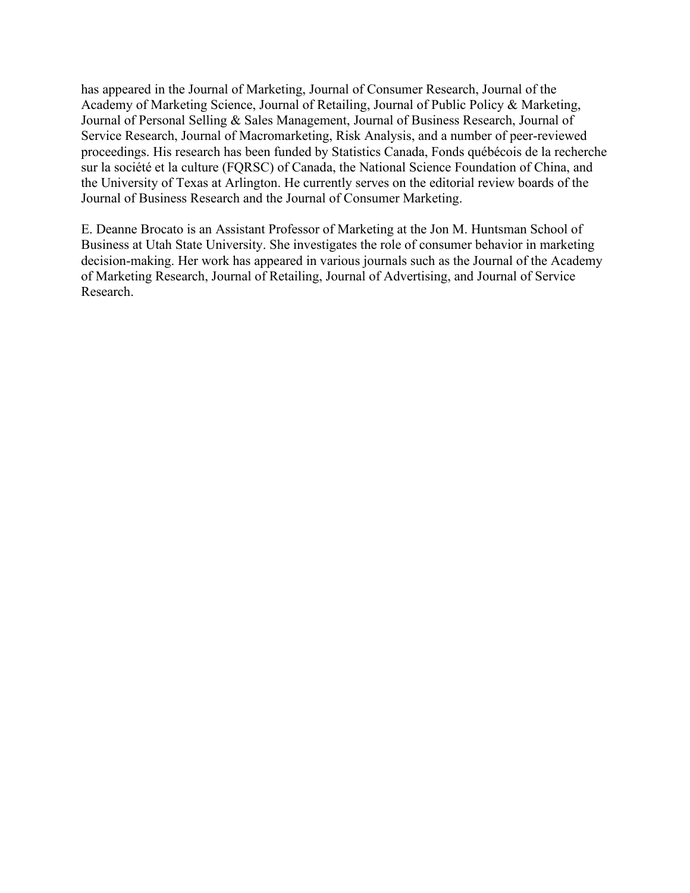has appeared in the Journal of Marketing, Journal of Consumer Research, Journal of the Academy of Marketing Science, Journal of Retailing, Journal of Public Policy & Marketing, Journal of Personal Selling & Sales Management, Journal of Business Research, Journal of Service Research, Journal of Macromarketing, Risk Analysis, and a number of peer-reviewed proceedings. His research has been funded by Statistics Canada, Fonds québécois de la recherche sur la société et la culture (FQRSC) of Canada, the National Science Foundation of China, and the University of Texas at Arlington. He currently serves on the editorial review boards of the Journal of Business Research and the Journal of Consumer Marketing.

E. Deanne Brocato is an Assistant Professor of Marketing at the Jon M. Huntsman School of Business at Utah State University. She investigates the role of consumer behavior in marketing decision-making. Her work has appeared in various journals such as the Journal of the Academy of Marketing Research, Journal of Retailing, Journal of Advertising, and Journal of Service Research.